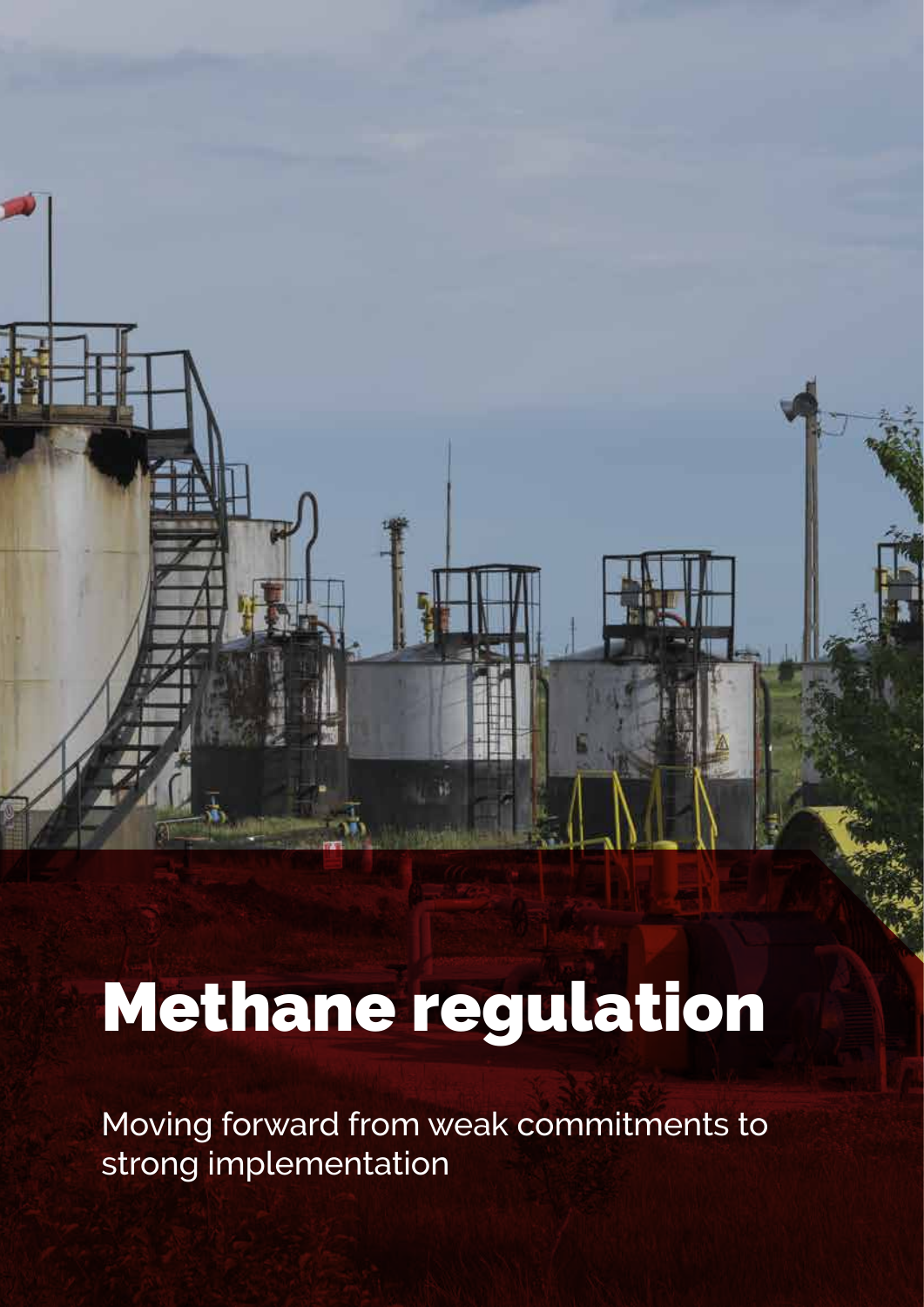# Methane regulation

Moving forward from weak commitments to strong implementation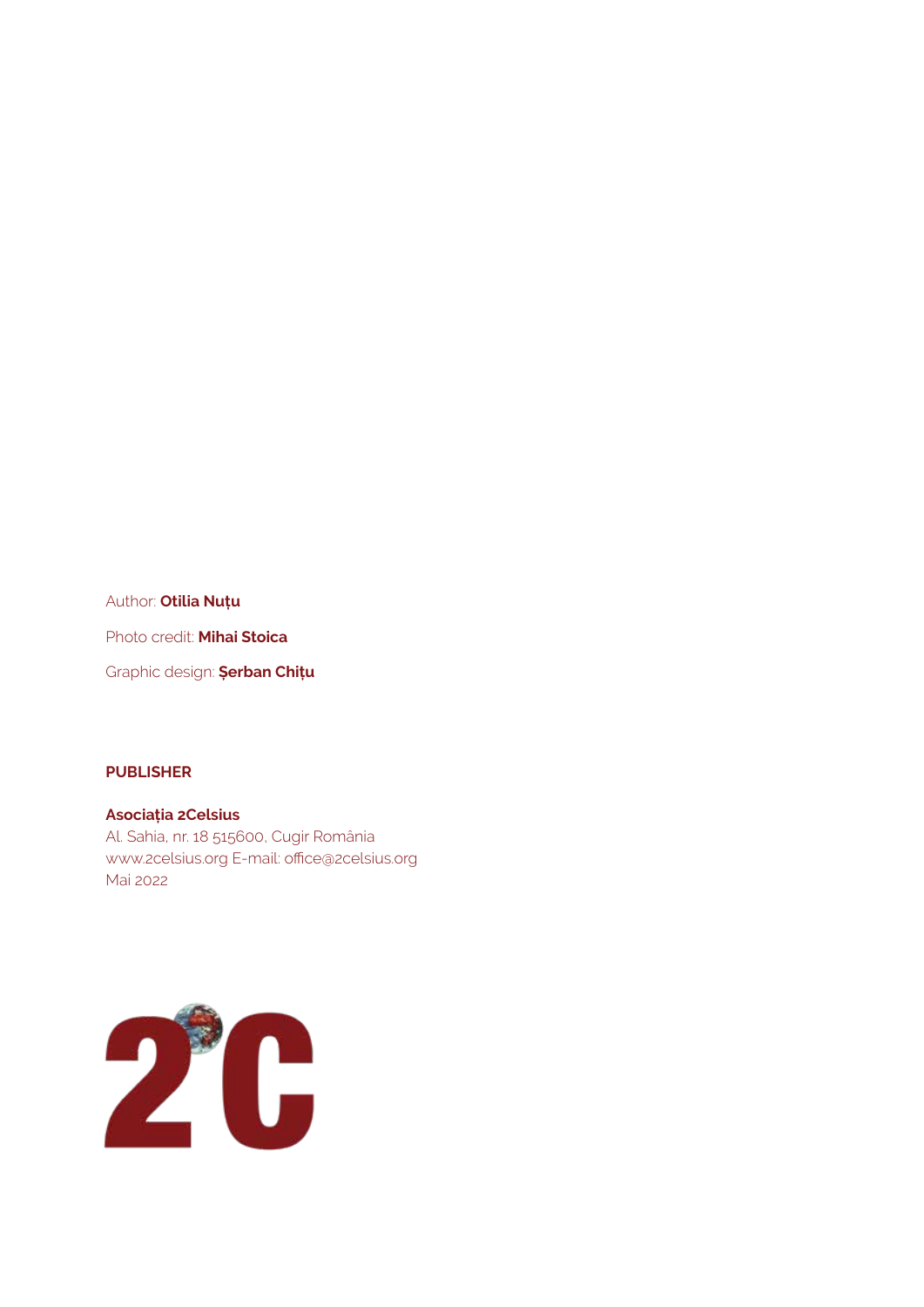Author: **Otilia Nuțu**

Photo credit: **Mihai Stoica**

Graphic design: **Șerban Chițu**

**PUBLISHER**

**Asociația 2Celsius**
Al. Sahia, nr. 18 515600, Cugir România
www.2celsius.org E-mail: office@2celsius.org
Mai 2022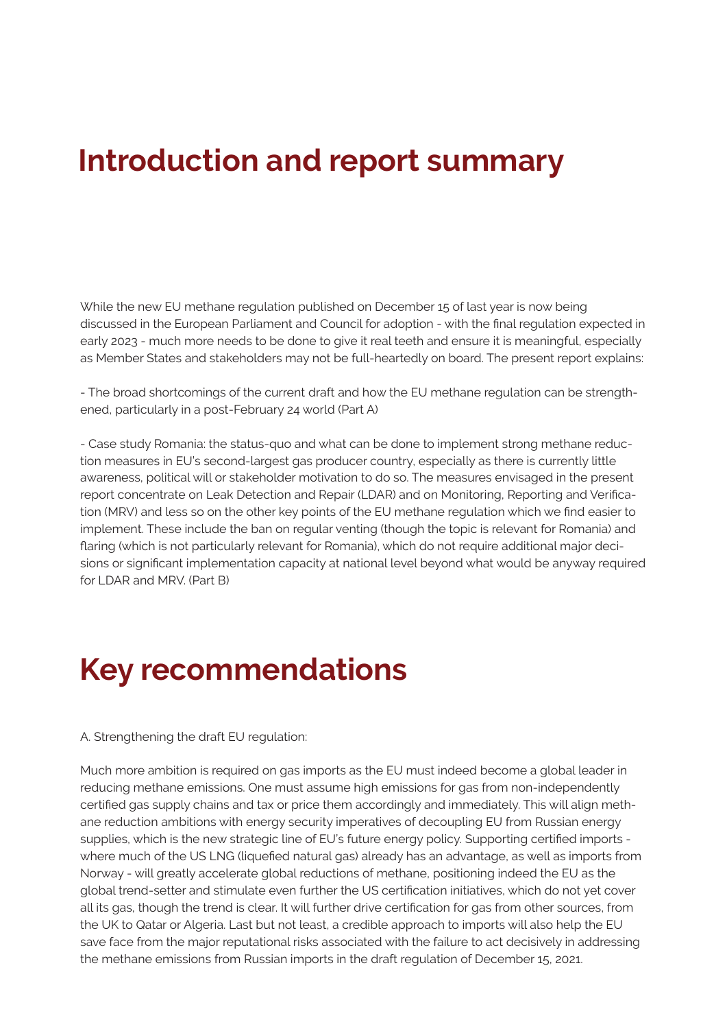# Introduction and report summary

While the new EU methane regulation published on December 15 of last year is now being discussed in the European Parliament and Council for adoption - with the final regulation expected in early 2023 - much more needs to be done to give it real teeth and ensure it is meaningful, especially as Member States and stakeholders may not be full-heartedly on board. The present report explains:

- The broad shortcomings of the current draft and how the EU methane regulation can be strengthened, particularly in a post-February 24 world (Part A)

- Case study Romania: the status-quo and what can be done to implement strong methane reduction measures in EU's second-largest gas producer country, especially as there is currently little awareness, political will or stakeholder motivation to do so. The measures envisaged in the present report concentrate on Leak Detection and Repair (LDAR) and on Monitoring, Reporting and Verification (MRV) and less so on the other key points of the EU methane regulation which we find easier to implement. These include the ban on regular venting (though the topic is relevant for Romania) and flaring (which is not particularly relevant for Romania), which do not require additional major decisions or significant implementation capacity at national level beyond what would be anyway required for LDAR and MRV. (Part B)

# Key recommendations

A. Strengthening the draft EU regulation:

Much more ambition is required on gas imports as the EU must indeed become a global leader in reducing methane emissions. One must assume high emissions for gas from non-independently certified gas supply chains and tax or price them accordingly and immediately. This will align methane reduction ambitions with energy security imperatives of decoupling EU from Russian energy supplies, which is the new strategic line of EU's future energy policy. Supporting certified imports - where much of the US LNG (liquefied natural gas) already has an advantage, as well as imports from Norway - will greatly accelerate global reductions of methane, positioning indeed the EU as the global trend-setter and stimulate even further the US certification initiatives, which do not yet cover all its gas, though the trend is clear. It will further drive certification for gas from other sources, from the UK to Qatar or Algeria. Last but not least, a credible approach to imports will also help the EU save face from the major reputational risks associated with the failure to act decisively in addressing the methane emissions from Russian imports in the draft regulation of December 15, 2021.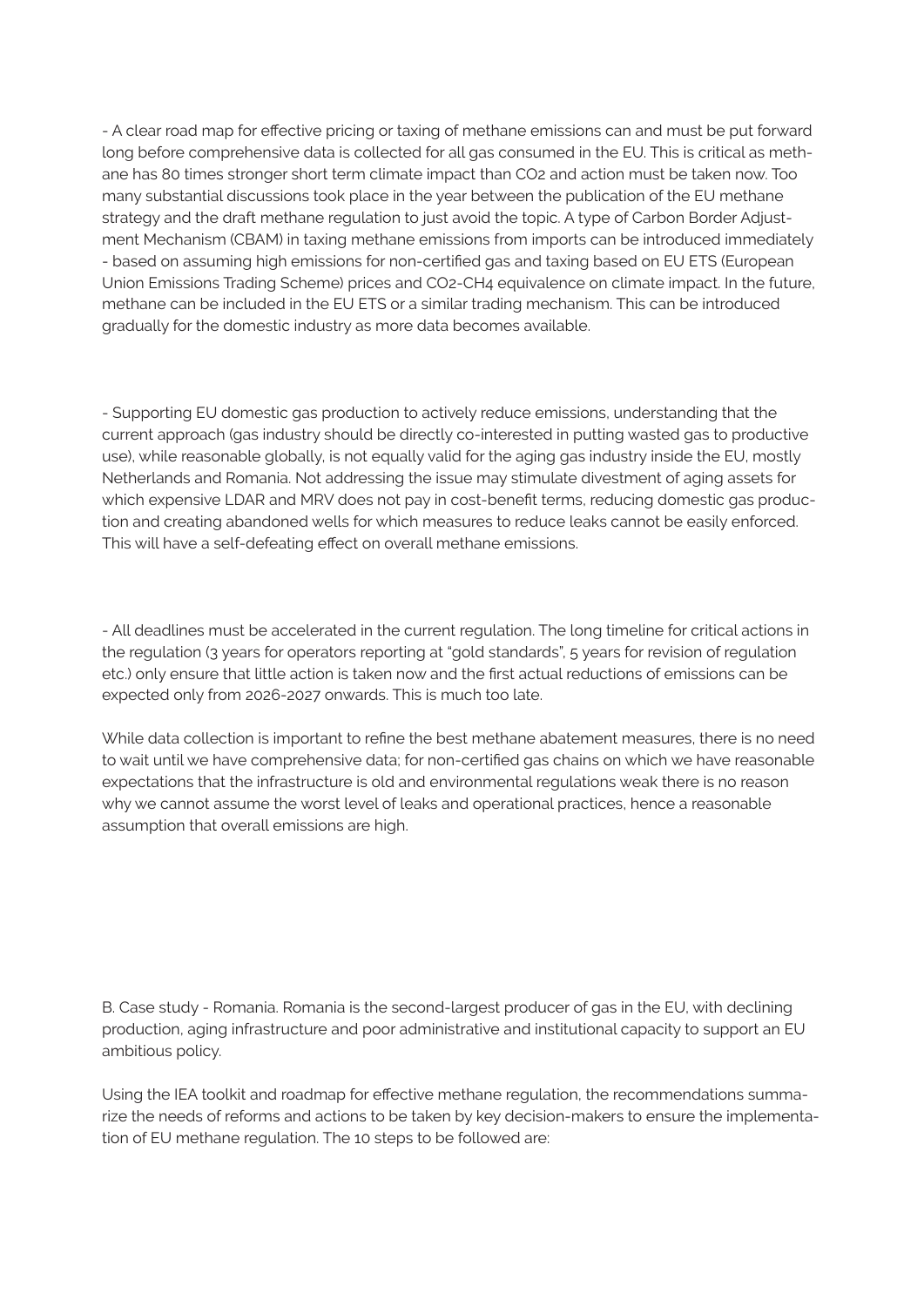- A clear road map for effective pricing or taxing of methane emissions can and must be put forward long before comprehensive data is collected for all gas consumed in the EU. This is critical as methane has 80 times stronger short term climate impact than $CO_2$ and action must be taken now. Too many substantial discussions took place in the year between the publication of the EU methane strategy and the draft methane regulation to just avoid the topic. A type of Carbon Border Adjustment Mechanism (CBAM) in taxing methane emissions from imports can be introduced immediately - based on assuming high emissions for non-certified gas and taxing based on EU ETS (European Union Emissions Trading Scheme) prices and $CO_2$-$CH_4$ equivalence on climate impact. In the future, methane can be included in the EU ETS or a similar trading mechanism. This can be introduced gradually for the domestic industry as more data becomes available.

- Supporting EU domestic gas production to actively reduce emissions, understanding that the current approach (gas industry should be directly co-interested in putting wasted gas to productive use), while reasonable globally, is not equally valid for the aging gas industry inside the EU, mostly Netherlands and Romania. Not addressing the issue may stimulate divestment of aging assets for which expensive LDAR and MRV does not pay in cost-benefit terms, reducing domestic gas production and creating abandoned wells for which measures to reduce leaks cannot be easily enforced. This will have a self-defeating effect on overall methane emissions.

- All deadlines must be accelerated in the current regulation. The long timeline for critical actions in the regulation (3 years for operators reporting at "gold standards", 5 years for revision of regulation etc.) only ensure that little action is taken now and the first actual reductions of emissions can be expected only from 2026-2027 onwards. This is much too late.

While data collection is important to refine the best methane abatement measures, there is no need to wait until we have comprehensive data; for non-certified gas chains on which we have reasonable expectations that the infrastructure is old and environmental regulations weak there is no reason why we cannot assume the worst level of leaks and operational practices, hence a reasonable assumption that overall emissions are high.

B. Case study - Romania. Romania is the second-largest producer of gas in the EU, with declining production, aging infrastructure and poor administrative and institutional capacity to support an EU ambitious policy.

Using the IEA toolkit and roadmap for effective methane regulation, the recommendations summarize the needs of reforms and actions to be taken by key decision-makers to ensure the implementation of EU methane regulation. The 10 steps to be followed are: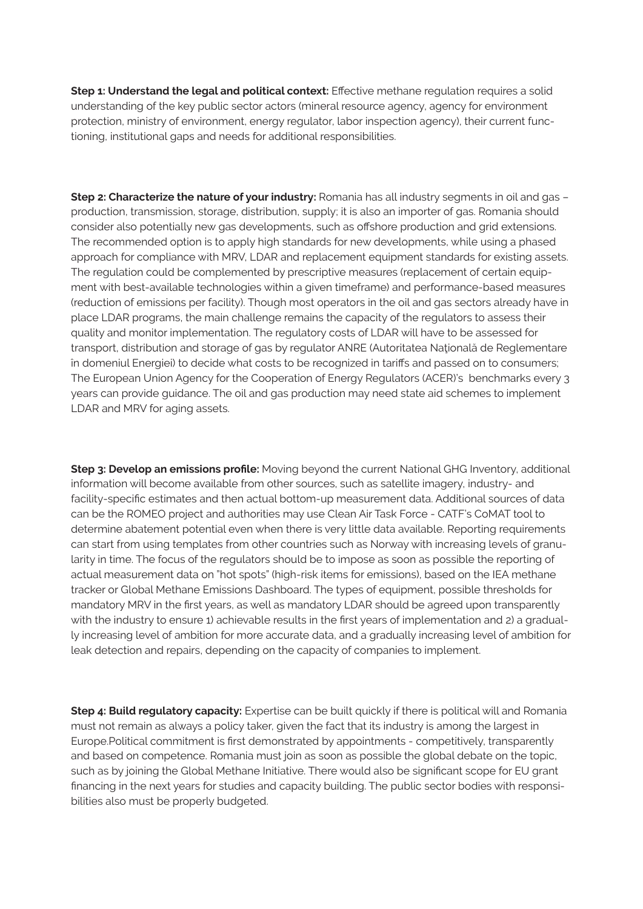**Step 1: Understand the legal and political context:** Effective methane regulation requires a solid understanding of the key public sector actors (mineral resource agency, agency for environment protection, ministry of environment, energy regulator, labor inspection agency), their current functioning, institutional gaps and needs for additional responsibilities.

**Step 2: Characterize the nature of your industry:** Romania has all industry segments in oil and gas – production, transmission, storage, distribution, supply; it is also an importer of gas. Romania should consider also potentially new gas developments, such as offshore production and grid extensions. The recommended option is to apply high standards for new developments, while using a phased approach for compliance with MRV, LDAR and replacement equipment standards for existing assets. The regulation could be complemented by prescriptive measures (replacement of certain equipment with best-available technologies within a given timeframe) and performance-based measures (reduction of emissions per facility). Though most operators in the oil and gas sectors already have in place LDAR programs, the main challenge remains the capacity of the regulators to assess their quality and monitor implementation. The regulatory costs of LDAR will have to be assessed for transport, distribution and storage of gas by regulator ANRE (Autoritatea Naţională de Reglementare în domeniul Energiei) to decide what costs to be recognized in tariffs and passed on to consumers; The European Union Agency for the Cooperation of Energy Regulators (ACER)'s benchmarks every 3 years can provide guidance. The oil and gas production may need state aid schemes to implement LDAR and MRV for aging assets.

**Step 3: Develop an emissions profile:** Moving beyond the current National GHG Inventory, additional information will become available from other sources, such as satellite imagery, industry- and facility-specific estimates and then actual bottom-up measurement data. Additional sources of data can be the ROMEO project and authorities may use Clean Air Task Force - CATF's CoMAT tool to determine abatement potential even when there is very little data available. Reporting requirements can start from using templates from other countries such as Norway with increasing levels of granularity in time. The focus of the regulators should be to impose as soon as possible the reporting of actual measurement data on "hot spots" (high-risk items for emissions), based on the IEA methane tracker or Global Methane Emissions Dashboard. The types of equipment, possible thresholds for mandatory MRV in the first years, as well as mandatory LDAR should be agreed upon transparently with the industry to ensure 1) achievable results in the first years of implementation and 2) a gradually increasing level of ambition for more accurate data, and a gradually increasing level of ambition for leak detection and repairs, depending on the capacity of companies to implement.

**Step 4: Build regulatory capacity:** Expertise can be built quickly if there is political will and Romania must not remain as always a policy taker, given the fact that its industry is among the largest in Europe.Political commitment is first demonstrated by appointments - competitively, transparently and based on competence. Romania must join as soon as possible the global debate on the topic, such as by joining the Global Methane Initiative. There would also be significant scope for EU grant financing in the next years for studies and capacity building. The public sector bodies with responsibilities also must be properly budgeted.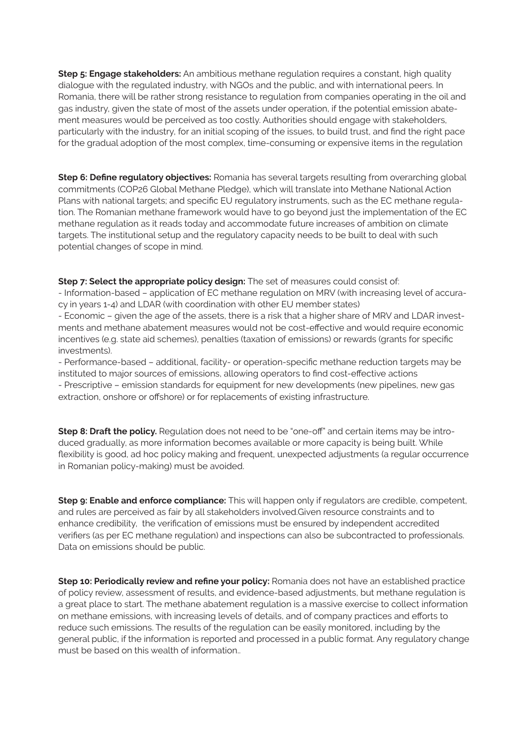**Step 5: Engage stakeholders:** An ambitious methane regulation requires a constant, high quality dialogue with the regulated industry, with NGOs and the public, and with international peers. In Romania, there will be rather strong resistance to regulation from companies operating in the oil and gas industry, given the state of most of the assets under operation, if the potential emission abatement measures would be perceived as too costly. Authorities should engage with stakeholders, particularly with the industry, for an initial scoping of the issues, to build trust, and find the right pace for the gradual adoption of the most complex, time-consuming or expensive items in the regulation

**Step 6: Define regulatory objectives:** Romania has several targets resulting from overarching global commitments (COP26 Global Methane Pledge), which will translate into Methane National Action Plans with national targets; and specific EU regulatory instruments, such as the EC methane regulation. The Romanian methane framework would have to go beyond just the implementation of the EC methane regulation as it reads today and accommodate future increases of ambition on climate targets. The institutional setup and the regulatory capacity needs to be built to deal with such potential changes of scope in mind.

**Step 7: Select the appropriate policy design:** The set of measures could consist of:

- Information-based – application of EC methane regulation on MRV (with increasing level of accuracy in years 1-4) and LDAR (with coordination with other EU member states)
- Economic – given the age of the assets, there is a risk that a higher share of MRV and LDAR investments and methane abatement measures would not be cost-effective and would require economic incentives (e.g. state aid schemes), penalties (taxation of emissions) or rewards (grants for specific investments).
- Performance-based – additional, facility- or operation-specific methane reduction targets may be instituted to major sources of emissions, allowing operators to find cost-effective actions
- Prescriptive – emission standards for equipment for new developments (new pipelines, new gas extraction, onshore or offshore) or for replacements of existing infrastructure.

**Step 8: Draft the policy.** Regulation does not need to be "one-off" and certain items may be introduced gradually, as more information becomes available or more capacity is being built. While flexibility is good, ad hoc policy making and frequent, unexpected adjustments (a regular occurrence in Romanian policy-making) must be avoided.

**Step 9: Enable and enforce compliance:** This will happen only if regulators are credible, competent, and rules are perceived as fair by all stakeholders involved.Given resource constraints and to enhance credibility, the verification of emissions must be ensured by independent accredited verifiers (as per EC methane regulation) and inspections can also be subcontracted to professionals. Data on emissions should be public.

**Step 10: Periodically review and refine your policy:** Romania does not have an established practice of policy review, assessment of results, and evidence-based adjustments, but methane regulation is a great place to start. The methane abatement regulation is a massive exercise to collect information on methane emissions, with increasing levels of details, and of company practices and efforts to reduce such emissions. The results of the regulation can be easily monitored, including by the general public, if the information is reported and processed in a public format. Any regulatory change must be based on this wealth of information..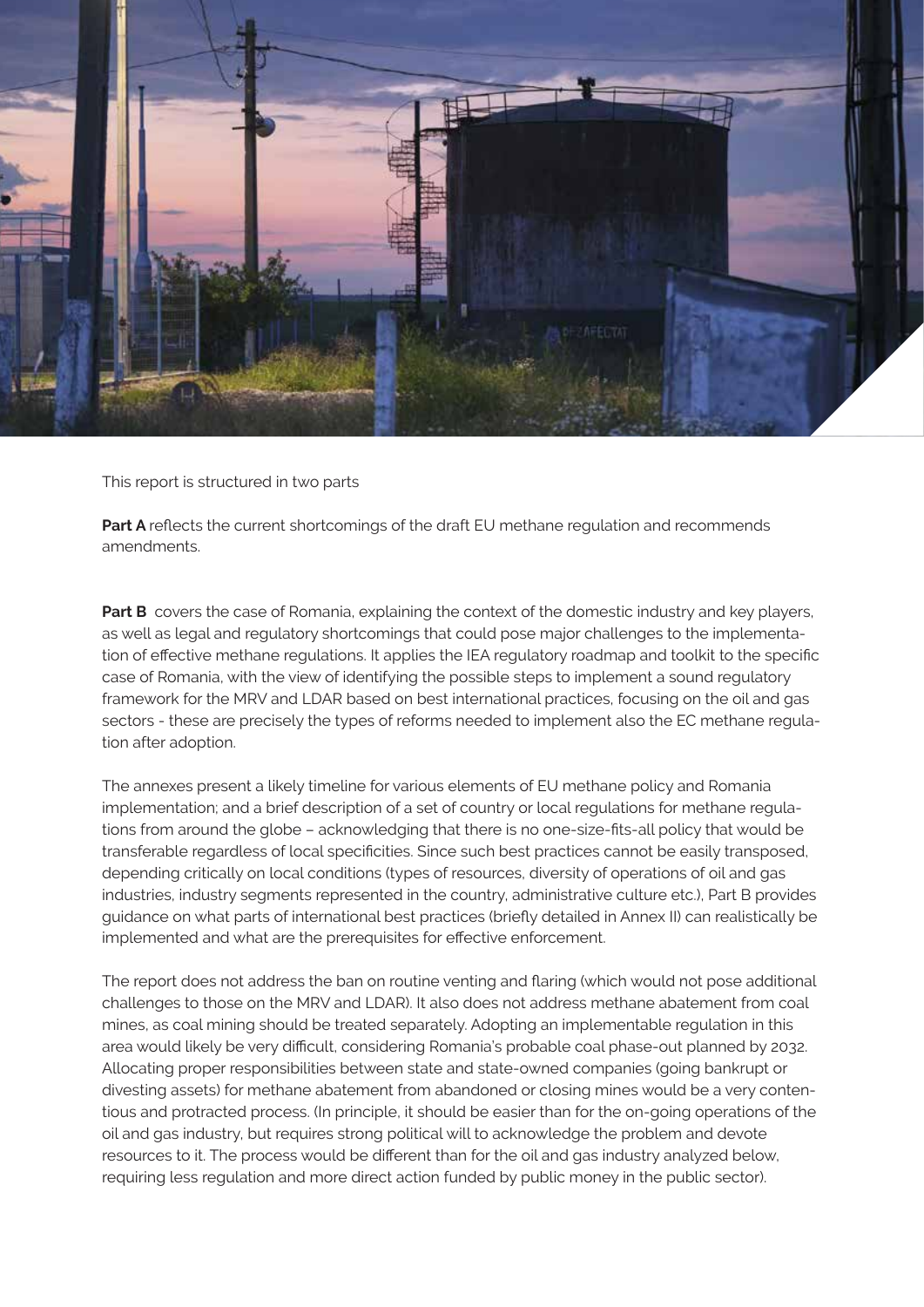This report is structured in two parts

**Part A** reflects the current shortcomings of the draft EU methane regulation and recommends amendments.

**Part B** covers the case of Romania, explaining the context of the domestic industry and key players, as well as legal and regulatory shortcomings that could pose major challenges to the implementation of effective methane regulations. It applies the IEA regulatory roadmap and toolkit to the specific case of Romania, with the view of identifying the possible steps to implement a sound regulatory framework for the MRV and LDAR based on best international practices, focusing on the oil and gas sectors - these are precisely the types of reforms needed to implement also the EC methane regulation after adoption.

The annexes present a likely timeline for various elements of EU methane policy and Romania implementation; and a brief description of a set of country or local regulations for methane regulations from around the globe – acknowledging that there is no one-size-fits-all policy that would be transferable regardless of local specificities. Since such best practices cannot be easily transposed, depending critically on local conditions (types of resources, diversity of operations of oil and gas industries, industry segments represented in the country, administrative culture etc.), Part B provides guidance on what parts of international best practices (briefly detailed in Annex II) can realistically be implemented and what are the prerequisites for effective enforcement.

The report does not address the ban on routine venting and flaring (which would not pose additional challenges to those on the MRV and LDAR). It also does not address methane abatement from coal mines, as coal mining should be treated separately. Adopting an implementable regulation in this area would likely be very difficult, considering Romania's probable coal phase-out planned by 2032. Allocating proper responsibilities between state and state-owned companies (going bankrupt or divesting assets) for methane abatement from abandoned or closing mines would be a very contentious and protracted process. (In principle, it should be easier than for the on-going operations of the oil and gas industry, but requires strong political will to acknowledge the problem and devote resources to it. The process would be different than for the oil and gas industry analyzed below, requiring less regulation and more direct action funded by public money in the public sector).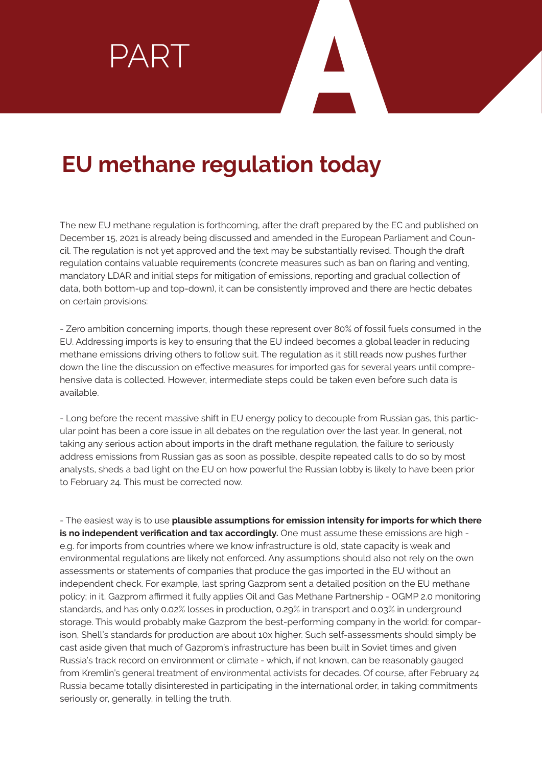# PART A

## EU methane regulation today

The new EU methane regulation is forthcoming, after the draft prepared by the EC and published on December 15, 2021 is already being discussed and amended in the European Parliament and Council. The regulation is not yet approved and the text may be substantially revised. Though the draft regulation contains valuable requirements (concrete measures such as ban on flaring and venting, mandatory LDAR and initial steps for mitigation of emissions, reporting and gradual collection of data, both bottom-up and top-down), it can be consistently improved and there are hectic debates on certain provisions:

- Zero ambition concerning imports, though these represent over 80% of fossil fuels consumed in the EU. Addressing imports is key to ensuring that the EU indeed becomes a global leader in reducing methane emissions driving others to follow suit. The regulation as it still reads now pushes further down the line the discussion on effective measures for imported gas for several years until comprehensive data is collected. However, intermediate steps could be taken even before such data is available.

- Long before the recent massive shift in EU energy policy to decouple from Russian gas, this particular point has been a core issue in all debates on the regulation over the last year. In general, not taking any serious action about imports in the draft methane regulation, the failure to seriously address emissions from Russian gas as soon as possible, despite repeated calls to do so by most analysts, sheds a bad light on the EU on how powerful the Russian lobby is likely to have been prior to February 24. This must be corrected now.

- The easiest way is to use **plausible assumptions for emission intensity for imports for which there is no independent verification and tax accordingly.** One must assume these emissions are high - e.g. for imports from countries where we know infrastructure is old, state capacity is weak and environmental regulations are likely not enforced. Any assumptions should also not rely on the own assessments or statements of companies that produce the gas imported in the EU without an independent check. For example, last spring Gazprom sent a detailed position on the EU methane policy; in it, Gazprom affirmed it fully applies Oil and Gas Methane Partnership - OGMP 2.0 monitoring standards, and has only 0.02% losses in production, 0.29% in transport and 0.03% in underground storage. This would probably make Gazprom the best-performing company in the world: for comparison, Shell's standards for production are about 10x higher. Such self-assessments should simply be cast aside given that much of Gazprom's infrastructure has been built in Soviet times and given Russia's track record on environment or climate - which, if not known, can be reasonably gauged from Kremlin's general treatment of environmental activists for decades. Of course, after February 24 Russia became totally disinterested in participating in the international order, in taking commitments seriously or, generally, in telling the truth.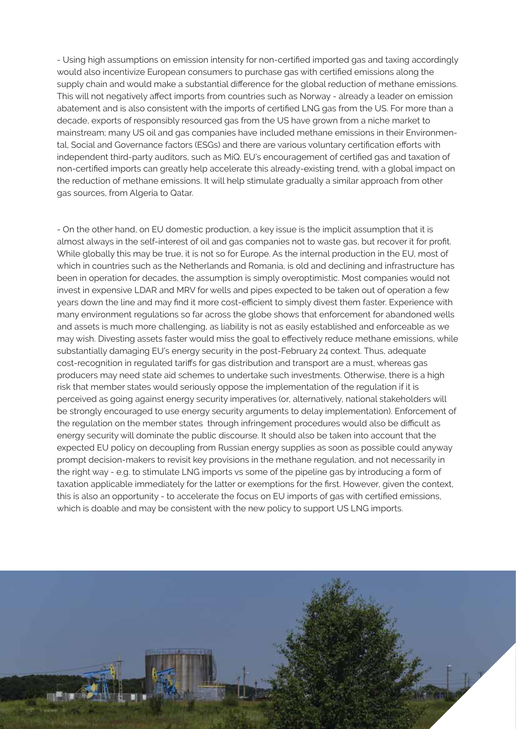- Using high assumptions on emission intensity for non-certified imported gas and taxing accordingly would also incentivize European consumers to purchase gas with certified emissions along the supply chain and would make a substantial difference for the global reduction of methane emissions. This will not negatively affect imports from countries such as Norway - already a leader on emission abatement and is also consistent with the imports of certified LNG gas from the US. For more than a decade, exports of responsibly resourced gas from the US have grown from a niche market to mainstream; many US oil and gas companies have included methane emissions in their Environmental, Social and Governance factors (ESGs) and there are various voluntary certification efforts with independent third-party auditors, such as MiQ. EU's encouragement of certified gas and taxation of non-certified imports can greatly help accelerate this already-existing trend, with a global impact on the reduction of methane emissions. It will help stimulate gradually a similar approach from other gas sources, from Algeria to Qatar.

- On the other hand, on EU domestic production, a key issue is the implicit assumption that it is almost always in the self-interest of oil and gas companies not to waste gas, but recover it for profit. While globally this may be true, it is not so for Europe. As the internal production in the EU, most of which in countries such as the Netherlands and Romania, is old and declining and infrastructure has been in operation for decades, the assumption is simply overoptimistic. Most companies would not invest in expensive LDAR and MRV for wells and pipes expected to be taken out of operation a few years down the line and may find it more cost-efficient to simply divest them faster. Experience with many environment regulations so far across the globe shows that enforcement for abandoned wells and assets is much more challenging, as liability is not as easily established and enforceable as we may wish. Divesting assets faster would miss the goal to effectively reduce methane emissions, while substantially damaging EU's energy security in the post-February 24 context. Thus, adequate cost-recognition in regulated tariffs for gas distribution and transport are a must, whereas gas producers may need state aid schemes to undertake such investments. Otherwise, there is a high risk that member states would seriously oppose the implementation of the regulation if it is perceived as going against energy security imperatives (or, alternatively, national stakeholders will be strongly encouraged to use energy security arguments to delay implementation). Enforcement of the regulation on the member states through infringement procedures would also be difficult as energy security will dominate the public discourse. It should also be taken into account that the expected EU policy on decoupling from Russian energy supplies as soon as possible could anyway prompt decision-makers to revisit key provisions in the methane regulation, and not necessarily in the right way - e.g. to stimulate LNG imports vs some of the pipeline gas by introducing a form of taxation applicable immediately for the latter or exemptions for the first. However, given the context, this is also an opportunity - to accelerate the focus on EU imports of gas with certified emissions, which is doable and may be consistent with the new policy to support US LNG imports.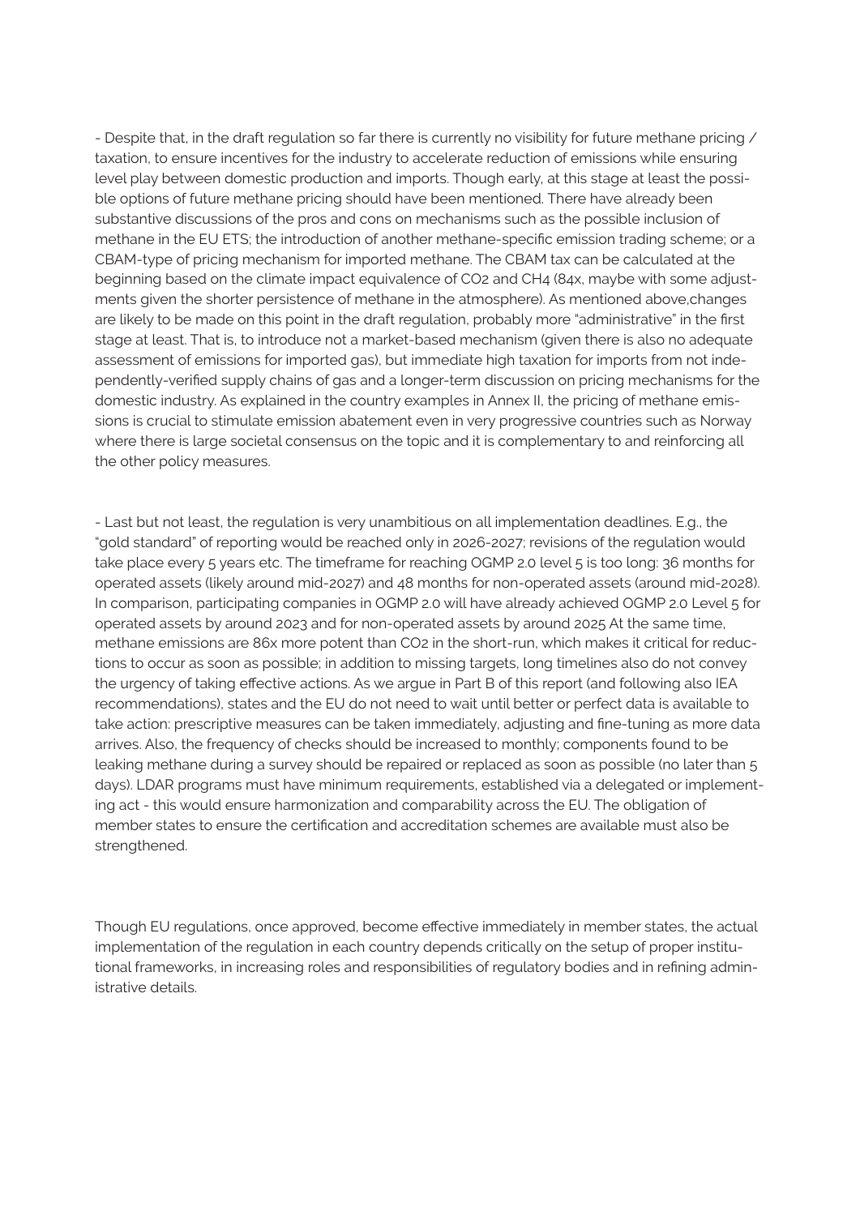- Despite that, in the draft regulation so far there is currently no visibility for future methane pricing / taxation, to ensure incentives for the industry to accelerate reduction of emissions while ensuring level play between domestic production and imports. Though early, at this stage at least the possible options of future methane pricing should have been mentioned. There have already been substantive discussions of the pros and cons on mechanisms such as the possible inclusion of methane in the EU ETS; the introduction of another methane-specific emission trading scheme; or a CBAM-type of pricing mechanism for imported methane. The CBAM tax can be calculated at the beginning based on the climate impact equivalence of $CO_2$ and $CH_4$ (84x, maybe with some adjustments given the shorter persistence of methane in the atmosphere). As mentioned above,changes are likely to be made on this point in the draft regulation, probably more "administrative" in the first stage at least. That is, to introduce not a market-based mechanism (given there is also no adequate assessment of emissions for imported gas), but immediate high taxation for imports from not independently-verified supply chains of gas and a longer-term discussion on pricing mechanisms for the domestic industry. As explained in the country examples in Annex II, the pricing of methane emissions is crucial to stimulate emission abatement even in very progressive countries such as Norway where there is large societal consensus on the topic and it is complementary to and reinforcing all the other policy measures.

- Last but not least, the regulation is very unambitious on all implementation deadlines. E.g., the "gold standard" of reporting would be reached only in 2026-2027; revisions of the regulation would take place every 5 years etc. The timeframe for reaching OGMP 2.0 level 5 is too long: 36 months for operated assets (likely around mid-2027) and 48 months for non-operated assets (around mid-2028). In comparison, participating companies in OGMP 2.0 will have already achieved OGMP 2.0 Level 5 for operated assets by around 2023 and for non-operated assets by around 2025 At the same time, methane emissions are 86x more potent than $CO_2$ in the short-run, which makes it critical for reductions to occur as soon as possible; in addition to missing targets, long timelines also do not convey the urgency of taking effective actions. As we argue in Part B of this report (and following also IEA recommendations), states and the EU do not need to wait until better or perfect data is available to take action: prescriptive measures can be taken immediately, adjusting and fine-tuning as more data arrives. Also, the frequency of checks should be increased to monthly; components found to be leaking methane during a survey should be repaired or replaced as soon as possible (no later than 5 days). LDAR programs must have minimum requirements, established via a delegated or implementing act - this would ensure harmonization and comparability across the EU. The obligation of member states to ensure the certification and accreditation schemes are available must also be strengthened.

Though EU regulations, once approved, become effective immediately in member states, the actual implementation of the regulation in each country depends critically on the setup of proper institutional frameworks, in increasing roles and responsibilities of regulatory bodies and in refining administrative details.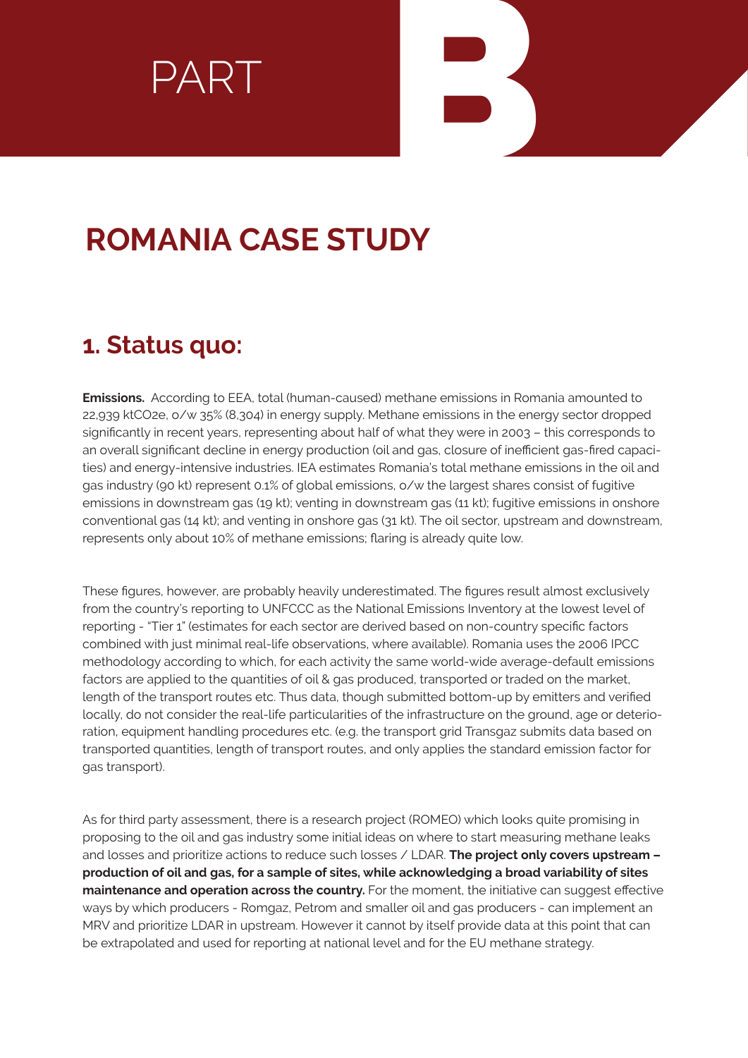# PART B

# ROMANIA CASE STUDY

## 1. Status quo:

**Emissions.** According to EEA, total (human-caused) methane emissions in Romania amounted to 22,939 ktCO2e, o/w 35% (8,304) in energy supply. Methane emissions in the energy sector dropped significantly in recent years, representing about half of what they were in 2003 – this corresponds to an overall significant decline in energy production (oil and gas, closure of inefficient gas-fired capacities) and energy-intensive industries. IEA estimates Romania's total methane emissions in the oil and gas industry (90 kt) represent 0.1% of global emissions, o/w the largest shares consist of fugitive emissions in downstream gas (19 kt); venting in downstream gas (11 kt); fugitive emissions in onshore conventional gas (14 kt); and venting in onshore gas (31 kt). The oil sector, upstream and downstream, represents only about 10% of methane emissions; flaring is already quite low.

These figures, however, are probably heavily underestimated. The figures result almost exclusively from the country's reporting to UNFCCC as the National Emissions Inventory at the lowest level of reporting - "Tier 1" (estimates for each sector are derived based on non-country specific factors combined with just minimal real-life observations, where available). Romania uses the 2006 IPCC methodology according to which, for each activity the same world-wide average-default emissions factors are applied to the quantities of oil & gas produced, transported or traded on the market, length of the transport routes etc. Thus data, though submitted bottom-up by emitters and verified locally, do not consider the real-life particularities of the infrastructure on the ground, age or deterioration, equipment handling procedures etc. (e.g. the transport grid Transgaz submits data based on transported quantities, length of transport routes, and only applies the standard emission factor for gas transport).

As for third party assessment, there is a research project (ROMEO) which looks quite promising in proposing to the oil and gas industry some initial ideas on where to start measuring methane leaks and losses and prioritize actions to reduce such losses / LDAR. **The project only covers upstream – production of oil and gas, for a sample of sites, while acknowledging a broad variability of sites maintenance and operation across the country.** For the moment, the initiative can suggest effective ways by which producers - Romgaz, Petrom and smaller oil and gas producers - can implement an MRV and prioritize LDAR in upstream. However it cannot by itself provide data at this point that can be extrapolated and used for reporting at national level and for the EU methane strategy.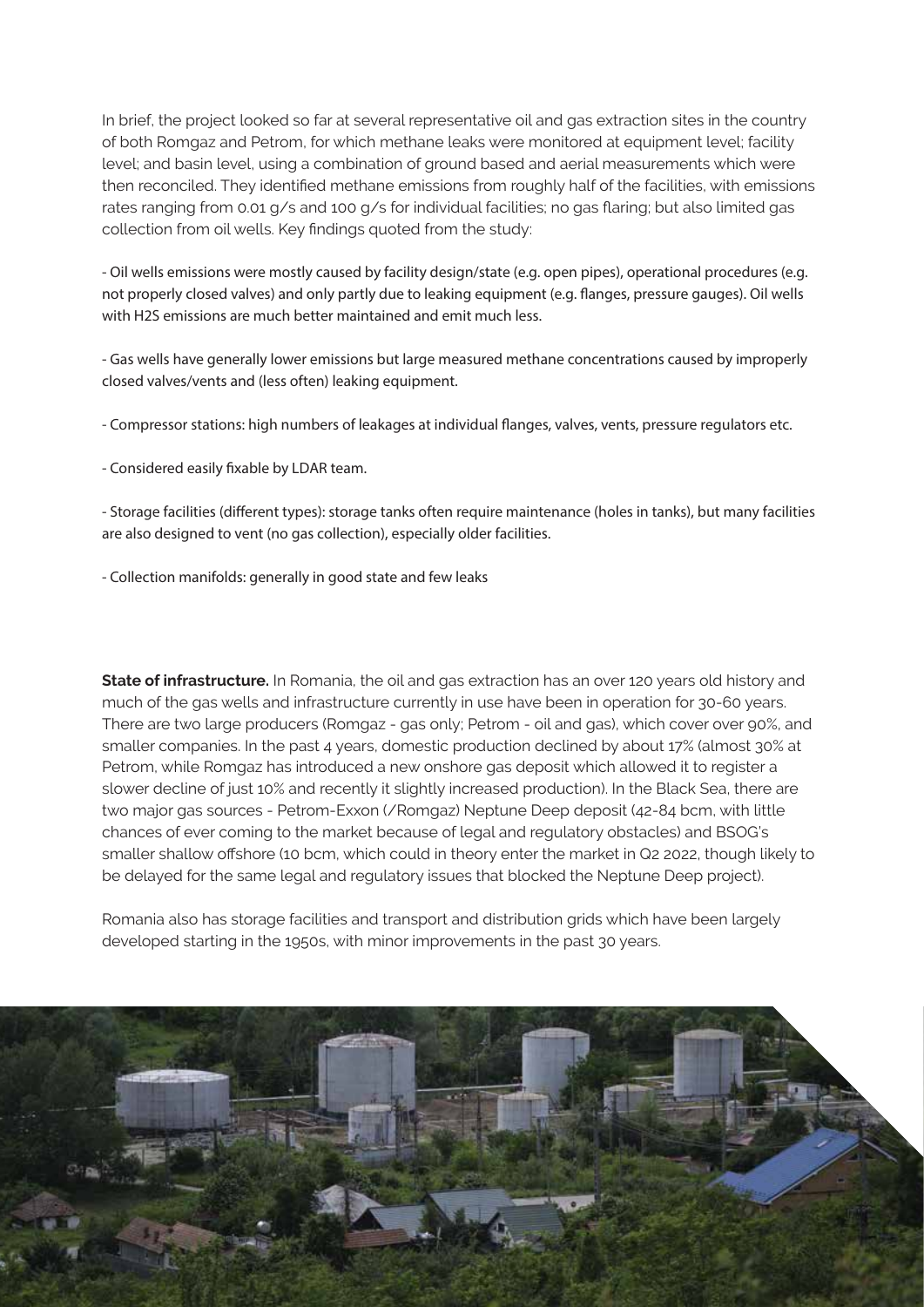In brief, the project looked so far at several representative oil and gas extraction sites in the country of both Romgaz and Petrom, for which methane leaks were monitored at equipment level; facility level; and basin level, using a combination of ground based and aerial measurements which were then reconciled. They identified methane emissions from roughly half of the facilities, with emissions rates ranging from 0.01 g/s and 100 g/s for individual facilities; no gas flaring; but also limited gas collection from oil wells. Key findings quoted from the study:

- Oil wells emissions were mostly caused by facility design/state (e.g. open pipes), operational procedures (e.g. not properly closed valves) and only partly due to leaking equipment (e.g. flanges, pressure gauges). Oil wells with $H_2S$ emissions are much better maintained and emit much less.

- Gas wells have generally lower emissions but large measured methane concentrations caused by improperly closed valves/vents and (less often) leaking equipment.

- Compressor stations: high numbers of leakages at individual flanges, valves, vents, pressure regulators etc.

- Considered easily fixable by LDAR team.

- Storage facilities (different types): storage tanks often require maintenance (holes in tanks), but many facilities are also designed to vent (no gas collection), especially older facilities.

- Collection manifolds: generally in good state and few leaks

**State of infrastructure.** In Romania, the oil and gas extraction has an over 120 years old history and much of the gas wells and infrastructure currently in use have been in operation for 30-60 years. There are two large producers (Romgaz - gas only; Petrom - oil and gas), which cover over 90%, and smaller companies. In the past 4 years, domestic production declined by about 17% (almost 30% at Petrom, while Romgaz has introduced a new onshore gas deposit which allowed it to register a slower decline of just 10% and recently it slightly increased production). In the Black Sea, there are two major gas sources - Petrom-Exxon (/Romgaz) Neptune Deep deposit (42-84 bcm, with little chances of ever coming to the market because of legal and regulatory obstacles) and BSOG's smaller shallow offshore (10 bcm, which could in theory enter the market in Q2 2022, though likely to be delayed for the same legal and regulatory issues that blocked the Neptune Deep project).

Romania also has storage facilities and transport and distribution grids which have been largely developed starting in the 1950s, with minor improvements in the past 30 years.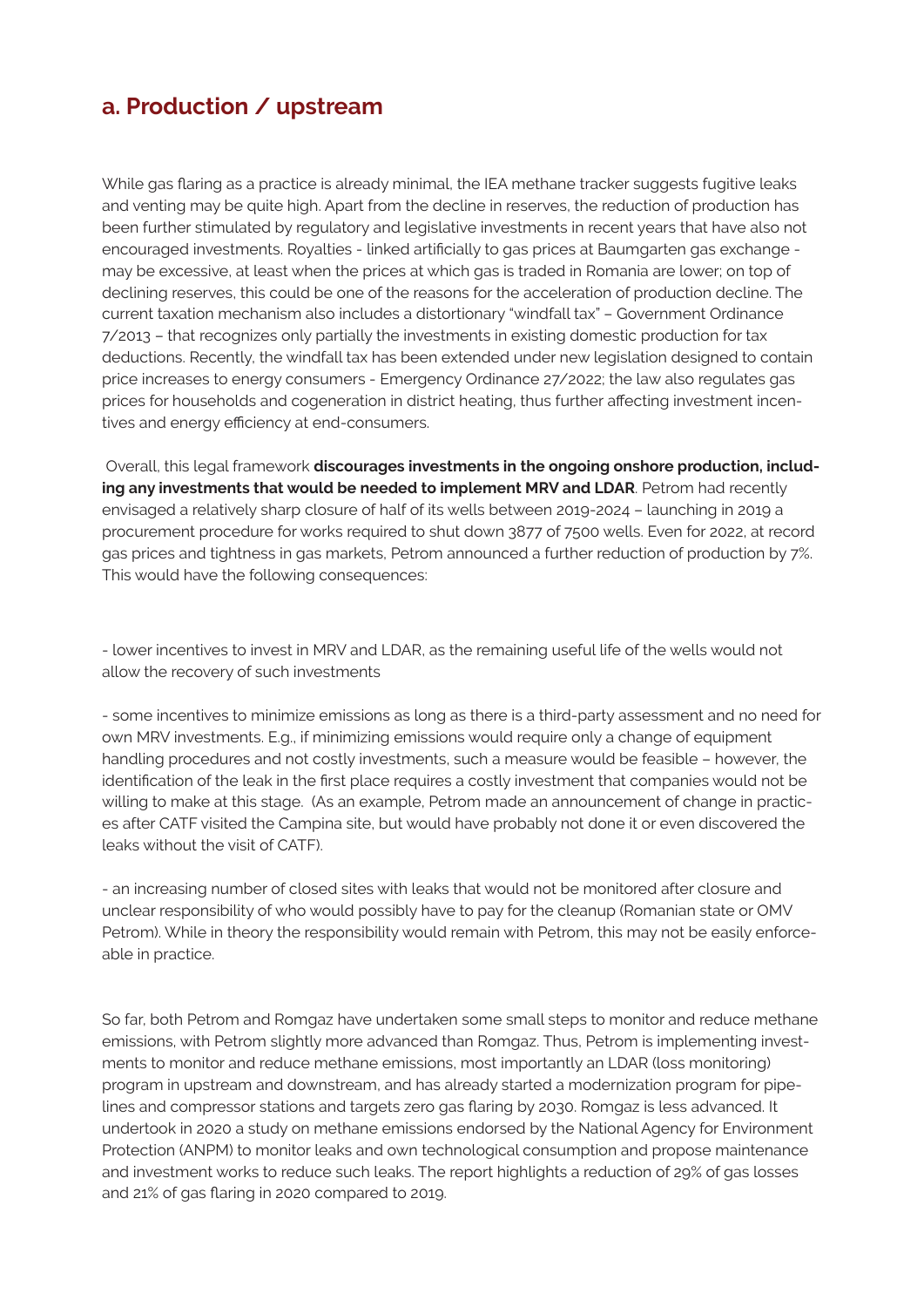## a. Production / upstream

While gas flaring as a practice is already minimal, the IEA methane tracker suggests fugitive leaks and venting may be quite high. Apart from the decline in reserves, the reduction of production has been further stimulated by regulatory and legislative investments in recent years that have also not encouraged investments. Royalties - linked artificially to gas prices at Baumgarten gas exchange - may be excessive, at least when the prices at which gas is traded in Romania are lower; on top of declining reserves, this could be one of the reasons for the acceleration of production decline. The current taxation mechanism also includes a distortionary "windfall tax" – Government Ordinance 7/2013 – that recognizes only partially the investments in existing domestic production for tax deductions. Recently, the windfall tax has been extended under new legislation designed to contain price increases to energy consumers - Emergency Ordinance 27/2022; the law also regulates gas prices for households and cogeneration in district heating, thus further affecting investment incentives and energy efficiency at end-consumers.

Overall, this legal framework **discourages investments in the ongoing onshore production, including any investments that would be needed to implement MRV and LDAR**. Petrom had recently envisaged a relatively sharp closure of half of its wells between 2019-2024 – launching in 2019 a procurement procedure for works required to shut down 3877 of 7500 wells. Even for 2022, at record gas prices and tightness in gas markets, Petrom announced a further reduction of production by 7%. This would have the following consequences:

- lower incentives to invest in MRV and LDAR, as the remaining useful life of the wells would not allow the recovery of such investments

- some incentives to minimize emissions as long as there is a third-party assessment and no need for own MRV investments. E.g., if minimizing emissions would require only a change of equipment handling procedures and not costly investments, such a measure would be feasible – however, the identification of the leak in the first place requires a costly investment that companies would not be willing to make at this stage. (As an example, Petrom made an announcement of change in practices after CATF visited the Campina site, but would have probably not done it or even discovered the leaks without the visit of CATF).

- an increasing number of closed sites with leaks that would not be monitored after closure and unclear responsibility of who would possibly have to pay for the cleanup (Romanian state or OMV Petrom). While in theory the responsibility would remain with Petrom, this may not be easily enforceable in practice.

So far, both Petrom and Romgaz have undertaken some small steps to monitor and reduce methane emissions, with Petrom slightly more advanced than Romgaz. Thus, Petrom is implementing investments to monitor and reduce methane emissions, most importantly an LDAR (loss monitoring) program in upstream and downstream, and has already started a modernization program for pipelines and compressor stations and targets zero gas flaring by 2030. Romgaz is less advanced. It undertook in 2020 a study on methane emissions endorsed by the National Agency for Environment Protection (ANPM) to monitor leaks and own technological consumption and propose maintenance and investment works to reduce such leaks. The report highlights a reduction of 29% of gas losses and 21% of gas flaring in 2020 compared to 2019.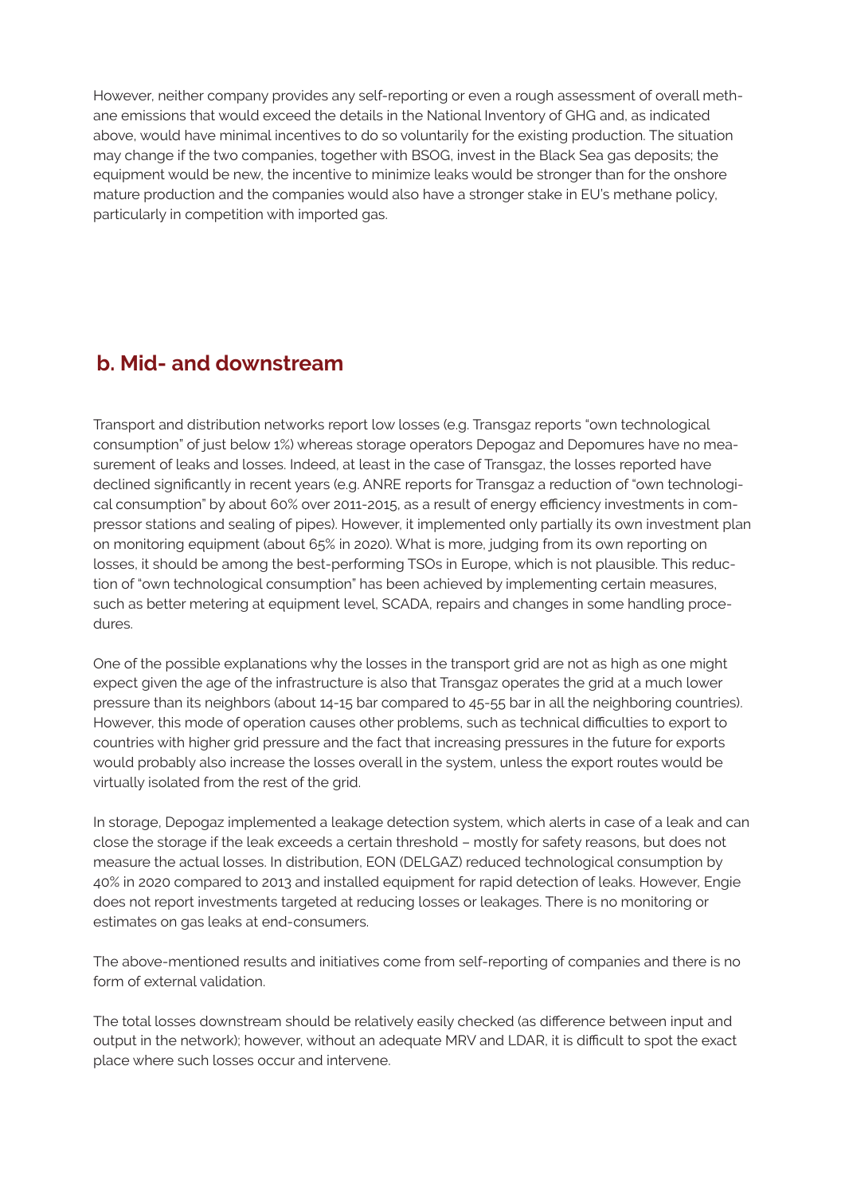However, neither company provides any self-reporting or even a rough assessment of overall methane emissions that would exceed the details in the National Inventory of GHG and, as indicated above, would have minimal incentives to do so voluntarily for the existing production. The situation may change if the two companies, together with BSOG, invest in the Black Sea gas deposits; the equipment would be new, the incentive to minimize leaks would be stronger than for the onshore mature production and the companies would also have a stronger stake in EU's methane policy, particularly in competition with imported gas.

## b. Mid- and downstream

Transport and distribution networks report low losses (e.g. Transgaz reports "own technological consumption" of just below 1%) whereas storage operators Depogaz and Depomures have no measurement of leaks and losses. Indeed, at least in the case of Transgaz, the losses reported have declined significantly in recent years (e.g. ANRE reports for Transgaz a reduction of "own technological consumption" by about 60% over 2011-2015, as a result of energy efficiency investments in compressor stations and sealing of pipes). However, it implemented only partially its own investment plan on monitoring equipment (about 65% in 2020). What is more, judging from its own reporting on losses, it should be among the best-performing TSOs in Europe, which is not plausible. This reduction of "own technological consumption" has been achieved by implementing certain measures, such as better metering at equipment level, SCADA, repairs and changes in some handling procedures.

One of the possible explanations why the losses in the transport grid are not as high as one might expect given the age of the infrastructure is also that Transgaz operates the grid at a much lower pressure than its neighbors (about 14-15 bar compared to 45-55 bar in all the neighboring countries). However, this mode of operation causes other problems, such as technical difficulties to export to countries with higher grid pressure and the fact that increasing pressures in the future for exports would probably also increase the losses overall in the system, unless the export routes would be virtually isolated from the rest of the grid.

In storage, Depogaz implemented a leakage detection system, which alerts in case of a leak and can close the storage if the leak exceeds a certain threshold – mostly for safety reasons, but does not measure the actual losses. In distribution, EON (DELGAZ) reduced technological consumption by 40% in 2020 compared to 2013 and installed equipment for rapid detection of leaks. However, Engie does not report investments targeted at reducing losses or leakages. There is no monitoring or estimates on gas leaks at end-consumers.

The above-mentioned results and initiatives come from self-reporting of companies and there is no form of external validation.

The total losses downstream should be relatively easily checked (as difference between input and output in the network); however, without an adequate MRV and LDAR, it is difficult to spot the exact place where such losses occur and intervene.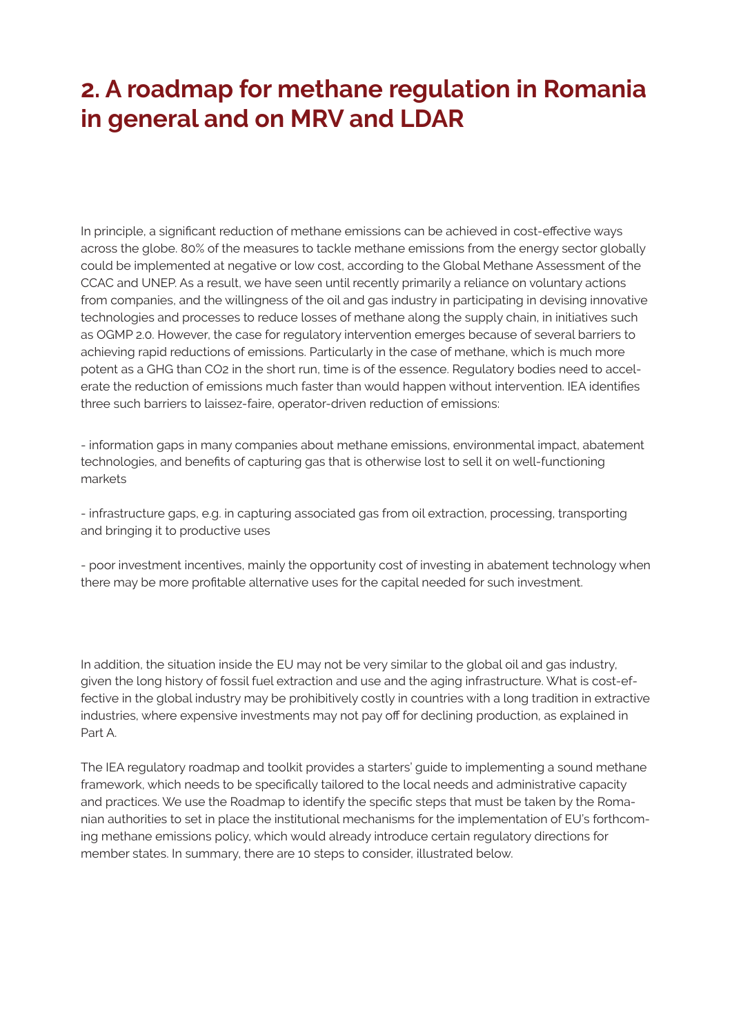## 2. A roadmap for methane regulation in Romania in general and on MRV and LDAR

In principle, a significant reduction of methane emissions can be achieved in cost-effective ways across the globe. 80% of the measures to tackle methane emissions from the energy sector globally could be implemented at negative or low cost, according to the Global Methane Assessment of the CCAC and UNEP. As a result, we have seen until recently primarily a reliance on voluntary actions from companies, and the willingness of the oil and gas industry in participating in devising innovative technologies and processes to reduce losses of methane along the supply chain, in initiatives such as OGMP 2.0. However, the case for regulatory intervention emerges because of several barriers to achieving rapid reductions of emissions. Particularly in the case of methane, which is much more potent as a GHG than $CO_2$ in the short run, time is of the essence. Regulatory bodies need to accelerate the reduction of emissions much faster than would happen without intervention. IEA identifies three such barriers to laissez-faire, operator-driven reduction of emissions:

- information gaps in many companies about methane emissions, environmental impact, abatement technologies, and benefits of capturing gas that is otherwise lost to sell it on well-functioning markets

- infrastructure gaps, e.g. in capturing associated gas from oil extraction, processing, transporting and bringing it to productive uses

- poor investment incentives, mainly the opportunity cost of investing in abatement technology when there may be more profitable alternative uses for the capital needed for such investment.

In addition, the situation inside the EU may not be very similar to the global oil and gas industry, given the long history of fossil fuel extraction and use and the aging infrastructure. What is cost-effective in the global industry may be prohibitively costly in countries with a long tradition in extractive industries, where expensive investments may not pay off for declining production, as explained in Part A.

The IEA regulatory roadmap and toolkit provides a starters' guide to implementing a sound methane framework, which needs to be specifically tailored to the local needs and administrative capacity and practices. We use the Roadmap to identify the specific steps that must be taken by the Romanian authorities to set in place the institutional mechanisms for the implementation of EU's forthcoming methane emissions policy, which would already introduce certain regulatory directions for member states. In summary, there are 10 steps to consider, illustrated below.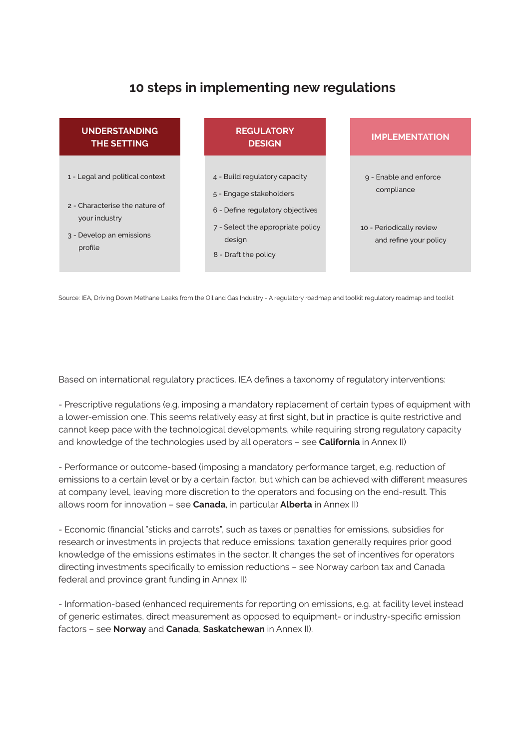## 10 steps in implementing new regulations

| UNDERSTANDING THE SETTING | REGULATORY DESIGN | IMPLEMENTATION |
|---|---|---|
| 1 - Legal and political context<br><br>2 - Characterise the nature of your industry<br><br>3 - Develop an emissions profile | 4 - Build regulatory capacity<br><br>5 - Engage stakeholders<br><br>6 - Define regulatory objectives<br><br>7 - Select the appropriate policy design<br><br>8 - Draft the policy | 9 - Enable and enforce compliance<br><br>10 - Periodically review and refine your policy |

Source: IEA, Driving Down Methane Leaks from the Oil and Gas Industry - A regulatory roadmap and toolkit regulatory roadmap and toolkit

Based on international regulatory practices, IEA defines a taxonomy of regulatory interventions:

- Prescriptive regulations (e.g. imposing a mandatory replacement of certain types of equipment with a lower-emission one. This seems relatively easy at first sight, but in practice is quite restrictive and cannot keep pace with the technological developments, while requiring strong regulatory capacity and knowledge of the technologies used by all operators – see **California** in Annex II)

- Performance or outcome-based (imposing a mandatory performance target, e.g. reduction of emissions to a certain level or by a certain factor, but which can be achieved with different measures at company level, leaving more discretion to the operators and focusing on the end-result. This allows room for innovation – see **Canada**, in particular **Alberta** in Annex II)

- Economic (financial "sticks and carrots", such as taxes or penalties for emissions, subsidies for research or investments in projects that reduce emissions; taxation generally requires prior good knowledge of the emissions estimates in the sector. It changes the set of incentives for operators directing investments specifically to emission reductions – see Norway carbon tax and Canada federal and province grant funding in Annex II)

- Information-based (enhanced requirements for reporting on emissions, e.g. at facility level instead of generic estimates, direct measurement as opposed to equipment- or industry-specific emission factors – see **Norway** and **Canada**, **Saskatchewan** in Annex II).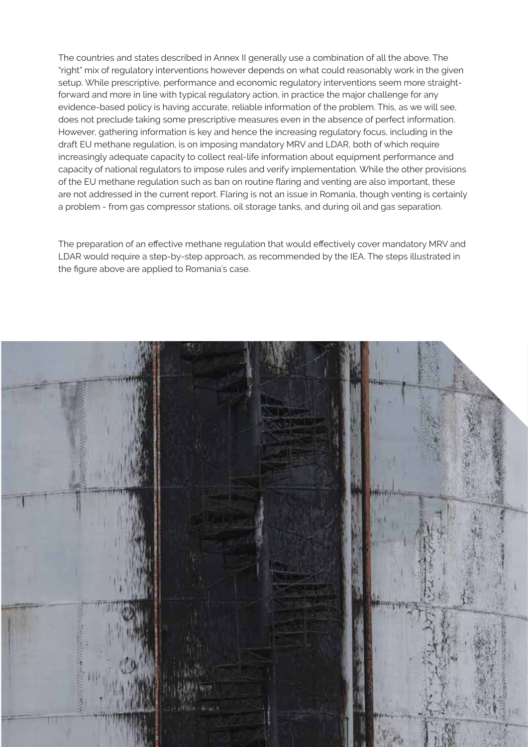The countries and states described in Annex II generally use a combination of all the above. The "right" mix of regulatory interventions however depends on what could reasonably work in the given setup. While prescriptive, performance and economic regulatory interventions seem more straight-forward and more in line with typical regulatory action, in practice the major challenge for any evidence-based policy is having accurate, reliable information of the problem. This, as we will see, does not preclude taking some prescriptive measures even in the absence of perfect information. However, gathering information is key and hence the increasing regulatory focus, including in the draft EU methane regulation, is on imposing mandatory MRV and LDAR, both of which require increasingly adequate capacity to collect real-life information about equipment performance and capacity of national regulators to impose rules and verify implementation. While the other provisions of the EU methane regulation such as ban on routine flaring and venting are also important, these are not addressed in the current report. Flaring is not an issue in Romania, though venting is certainly a problem - from gas compressor stations, oil storage tanks, and during oil and gas separation.

The preparation of an effective methane regulation that would effectively cover mandatory MRV and LDAR would require a step-by-step approach, as recommended by the IEA. The steps illustrated in the figure above are applied to Romania's case.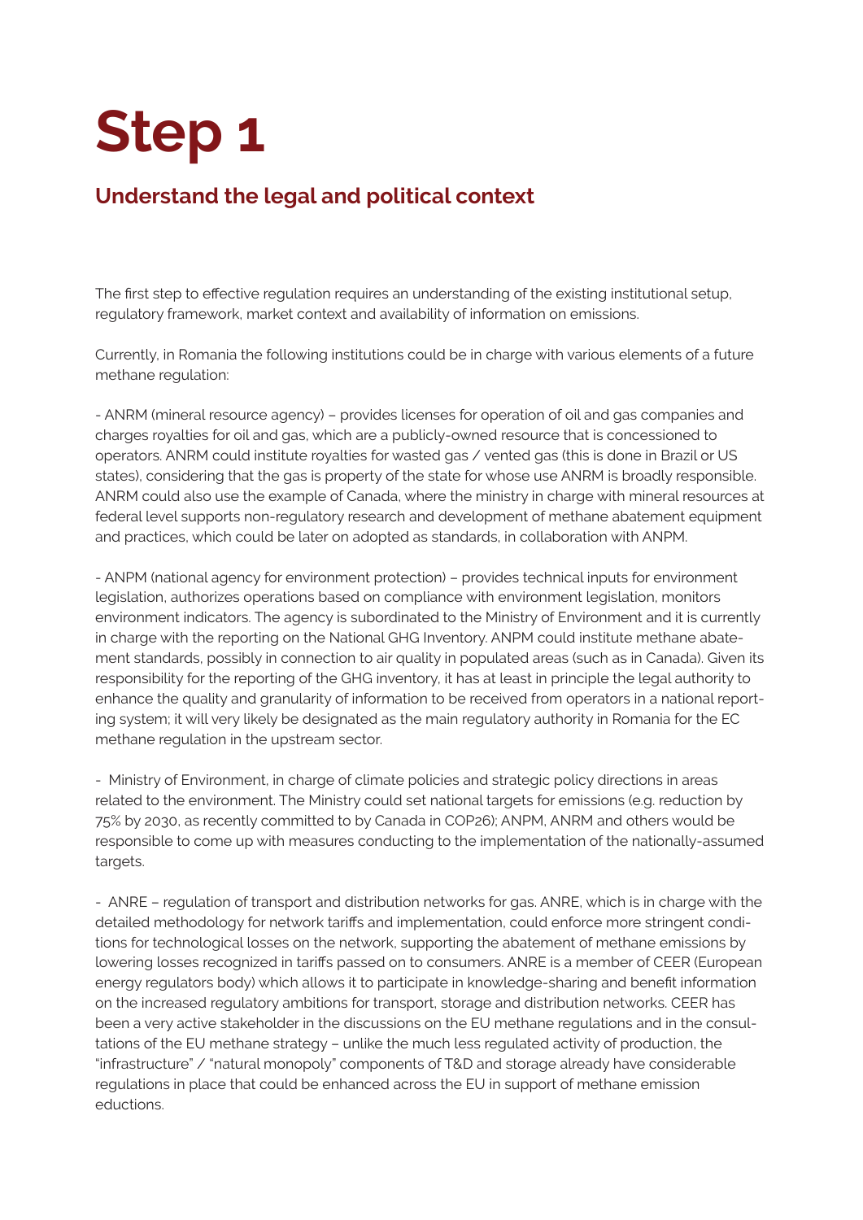# Step 1

## Understand the legal and political context

The first step to effective regulation requires an understanding of the existing institutional setup, regulatory framework, market context and availability of information on emissions.

Currently, in Romania the following institutions could be in charge with various elements of a future methane regulation:

- ANRM (mineral resource agency) – provides licenses for operation of oil and gas companies and charges royalties for oil and gas, which are a publicly-owned resource that is concessioned to operators. ANRM could institute royalties for wasted gas / vented gas (this is done in Brazil or US states), considering that the gas is property of the state for whose use ANRM is broadly responsible. ANRM could also use the example of Canada, where the ministry in charge with mineral resources at federal level supports non-regulatory research and development of methane abatement equipment and practices, which could be later on adopted as standards, in collaboration with ANPM.

- ANPM (national agency for environment protection) – provides technical inputs for environment legislation, authorizes operations based on compliance with environment legislation, monitors environment indicators. The agency is subordinated to the Ministry of Environment and it is currently in charge with the reporting on the National GHG Inventory. ANPM could institute methane abatement standards, possibly in connection to air quality in populated areas (such as in Canada). Given its responsibility for the reporting of the GHG inventory, it has at least in principle the legal authority to enhance the quality and granularity of information to be received from operators in a national reporting system; it will very likely be designated as the main regulatory authority in Romania for the EC methane regulation in the upstream sector.

- Ministry of Environment, in charge of climate policies and strategic policy directions in areas related to the environment. The Ministry could set national targets for emissions (e.g. reduction by 75% by 2030, as recently committed to by Canada in COP26); ANPM, ANRM and others would be responsible to come up with measures conducting to the implementation of the nationally-assumed targets.

- ANRE – regulation of transport and distribution networks for gas. ANRE, which is in charge with the detailed methodology for network tariffs and implementation, could enforce more stringent conditions for technological losses on the network, supporting the abatement of methane emissions by lowering losses recognized in tariffs passed on to consumers. ANRE is a member of CEER (European energy regulators body) which allows it to participate in knowledge-sharing and benefit information on the increased regulatory ambitions for transport, storage and distribution networks. CEER has been a very active stakeholder in the discussions on the EU methane regulations and in the consultations of the EU methane strategy – unlike the much less regulated activity of production, the "infrastructure" / "natural monopoly" components of T&D and storage already have considerable regulations in place that could be enhanced across the EU in support of methane emission eductions.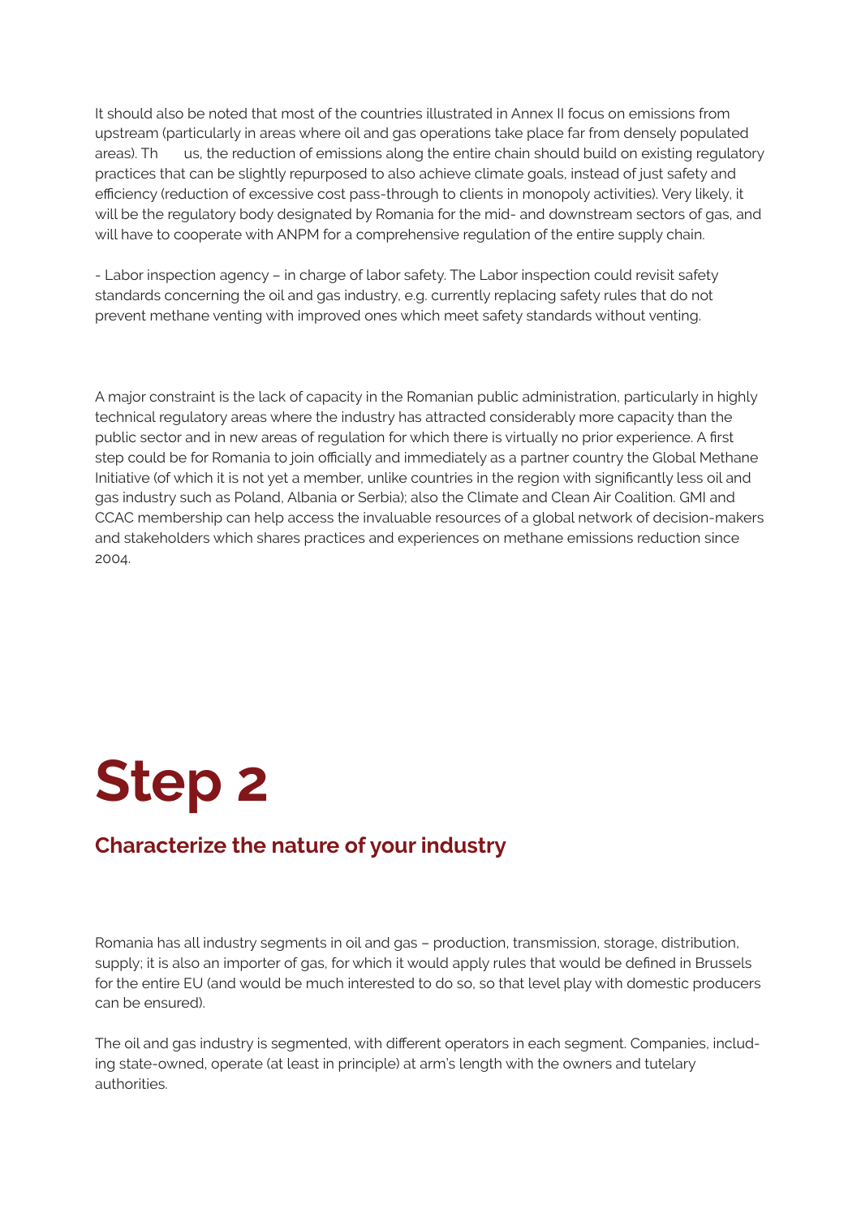It should also be noted that most of the countries illustrated in Annex II focus on emissions from upstream (particularly in areas where oil and gas operations take place far from densely populated areas). Thus, the reduction of emissions along the entire chain should build on existing regulatory practices that can be slightly repurposed to also achieve climate goals, instead of just safety and efficiency (reduction of excessive cost pass-through to clients in monopoly activities). Very likely, it will be the regulatory body designated by Romania for the mid- and downstream sectors of gas, and will have to cooperate with ANPM for a comprehensive regulation of the entire supply chain.

- Labor inspection agency – in charge of labor safety. The Labor inspection could revisit safety standards concerning the oil and gas industry, e.g. currently replacing safety rules that do not prevent methane venting with improved ones which meet safety standards without venting.

A major constraint is the lack of capacity in the Romanian public administration, particularly in highly technical regulatory areas where the industry has attracted considerably more capacity than the public sector and in new areas of regulation for which there is virtually no prior experience. A first step could be for Romania to join officially and immediately as a partner country the Global Methane Initiative (of which it is not yet a member, unlike countries in the region with significantly less oil and gas industry such as Poland, Albania or Serbia); also the Climate and Clean Air Coalition. GMI and CCAC membership can help access the invaluable resources of a global network of decision-makers and stakeholders which shares practices and experiences on methane emissions reduction since 2004.

# Step 2

## Characterize the nature of your industry

Romania has all industry segments in oil and gas – production, transmission, storage, distribution, supply; it is also an importer of gas, for which it would apply rules that would be defined in Brussels for the entire EU (and would be much interested to do so, so that level play with domestic producers can be ensured).

The oil and gas industry is segmented, with different operators in each segment. Companies, including state-owned, operate (at least in principle) at arm's length with the owners and tutelary authorities.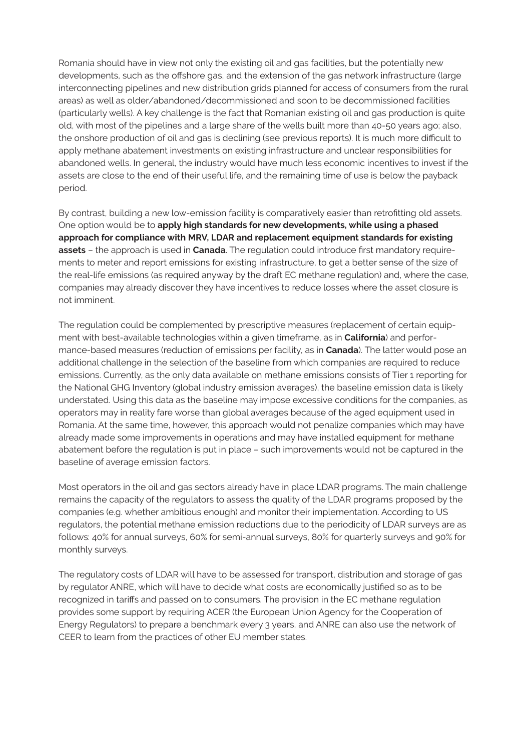Romania should have in view not only the existing oil and gas facilities, but the potentially new developments, such as the offshore gas, and the extension of the gas network infrastructure (large interconnecting pipelines and new distribution grids planned for access of consumers from the rural areas) as well as older/abandoned/decommissioned and soon to be decommissioned facilities (particularly wells). A key challenge is the fact that Romanian existing oil and gas production is quite old, with most of the pipelines and a large share of the wells built more than 40-50 years ago; also, the onshore production of oil and gas is declining (see previous reports). It is much more difficult to apply methane abatement investments on existing infrastructure and unclear responsibilities for abandoned wells. In general, the industry would have much less economic incentives to invest if the assets are close to the end of their useful life, and the remaining time of use is below the payback period.

By contrast, building a new low-emission facility is comparatively easier than retrofitting old assets. One option would be to **apply high standards for new developments, while using a phased approach for compliance with MRV, LDAR and replacement equipment standards for existing assets** – the approach is used in **Canada**. The regulation could introduce first mandatory requirements to meter and report emissions for existing infrastructure, to get a better sense of the size of the real-life emissions (as required anyway by the draft EC methane regulation) and, where the case, companies may already discover they have incentives to reduce losses where the asset closure is not imminent.

The regulation could be complemented by prescriptive measures (replacement of certain equipment with best-available technologies within a given timeframe, as in **California**) and performance-based measures (reduction of emissions per facility, as in **Canada**). The latter would pose an additional challenge in the selection of the baseline from which companies are required to reduce emissions. Currently, as the only data available on methane emissions consists of Tier 1 reporting for the National GHG Inventory (global industry emission averages), the baseline emission data is likely understated. Using this data as the baseline may impose excessive conditions for the companies, as operators may in reality fare worse than global averages because of the aged equipment used in Romania. At the same time, however, this approach would not penalize companies which may have already made some improvements in operations and may have installed equipment for methane abatement before the regulation is put in place – such improvements would not be captured in the baseline of average emission factors.

Most operators in the oil and gas sectors already have in place LDAR programs. The main challenge remains the capacity of the regulators to assess the quality of the LDAR programs proposed by the companies (e.g. whether ambitious enough) and monitor their implementation. According to US regulators, the potential methane emission reductions due to the periodicity of LDAR surveys are as follows: 40% for annual surveys, 60% for semi-annual surveys, 80% for quarterly surveys and 90% for monthly surveys.

The regulatory costs of LDAR will have to be assessed for transport, distribution and storage of gas by regulator ANRE, which will have to decide what costs are economically justified so as to be recognized in tariffs and passed on to consumers. The provision in the EC methane regulation provides some support by requiring ACER (the European Union Agency for the Cooperation of Energy Regulators) to prepare a benchmark every 3 years, and ANRE can also use the network of CEER to learn from the practices of other EU member states.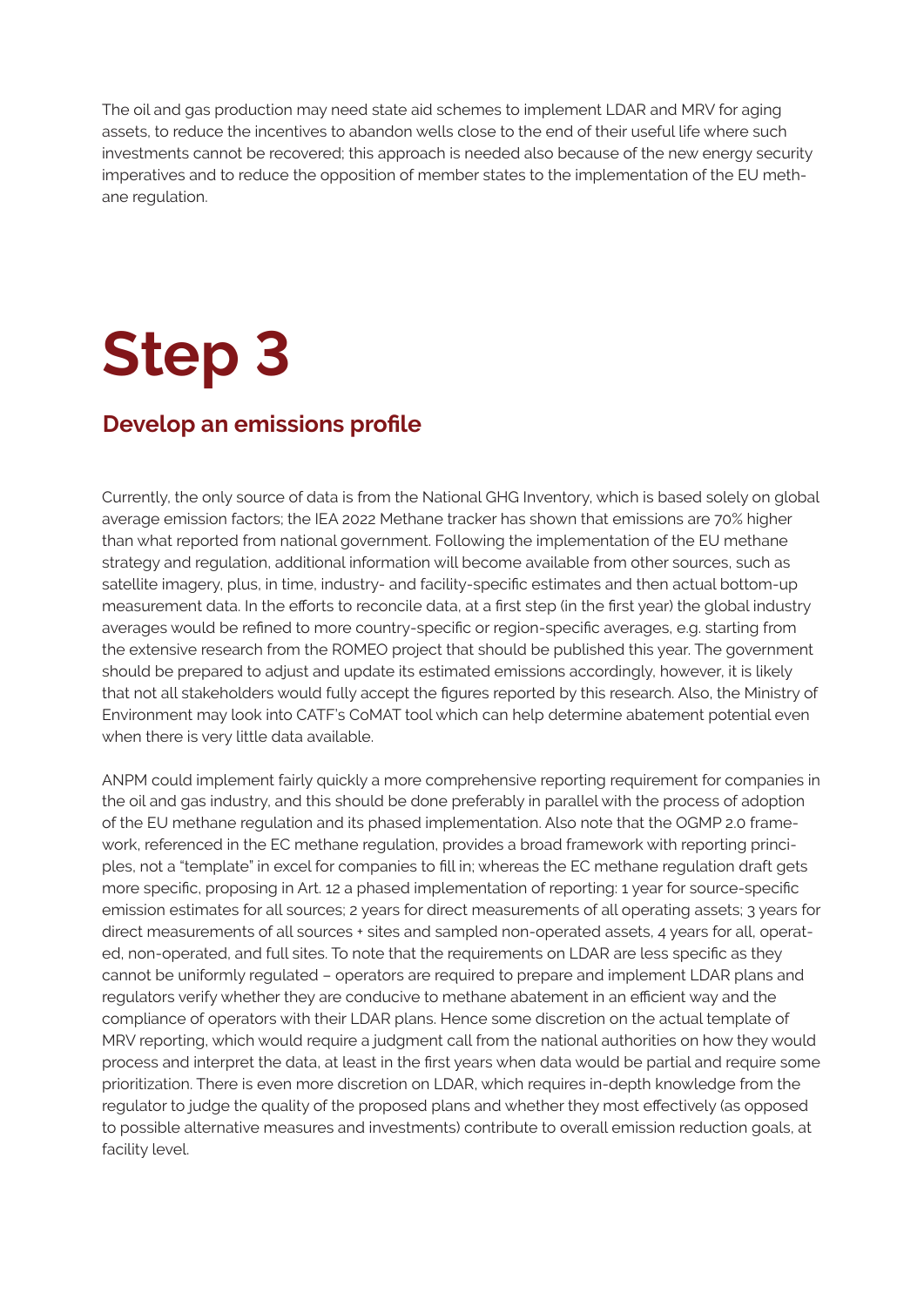The oil and gas production may need state aid schemes to implement LDAR and MRV for aging assets, to reduce the incentives to abandon wells close to the end of their useful life where such investments cannot be recovered; this approach is needed also because of the new energy security imperatives and to reduce the opposition of member states to the implementation of the EU methane regulation.

# Step 3

## Develop an emissions profile

Currently, the only source of data is from the National GHG Inventory, which is based solely on global average emission factors; the IEA 2022 Methane tracker has shown that emissions are 70% higher than what reported from national government. Following the implementation of the EU methane strategy and regulation, additional information will become available from other sources, such as satellite imagery, plus, in time, industry- and facility-specific estimates and then actual bottom-up measurement data. In the efforts to reconcile data, at a first step (in the first year) the global industry averages would be refined to more country-specific or region-specific averages, e.g. starting from the extensive research from the ROMEO project that should be published this year. The government should be prepared to adjust and update its estimated emissions accordingly, however, it is likely that not all stakeholders would fully accept the figures reported by this research. Also, the Ministry of Environment may look into CATF's CoMAT tool which can help determine abatement potential even when there is very little data available.

ANPM could implement fairly quickly a more comprehensive reporting requirement for companies in the oil and gas industry, and this should be done preferably in parallel with the process of adoption of the EU methane regulation and its phased implementation. Also note that the OGMP 2.0 framework, referenced in the EC methane regulation, provides a broad framework with reporting principles, not a "template" in excel for companies to fill in; whereas the EC methane regulation draft gets more specific, proposing in Art. 12 a phased implementation of reporting: 1 year for source-specific emission estimates for all sources; 2 years for direct measurements of all operating assets; 3 years for direct measurements of all sources + sites and sampled non-operated assets, 4 years for all, operated, non-operated, and full sites. To note that the requirements on LDAR are less specific as they cannot be uniformly regulated – operators are required to prepare and implement LDAR plans and regulators verify whether they are conducive to methane abatement in an efficient way and the compliance of operators with their LDAR plans. Hence some discretion on the actual template of MRV reporting, which would require a judgment call from the national authorities on how they would process and interpret the data, at least in the first years when data would be partial and require some prioritization. There is even more discretion on LDAR, which requires in-depth knowledge from the regulator to judge the quality of the proposed plans and whether they most effectively (as opposed to possible alternative measures and investments) contribute to overall emission reduction goals, at facility level.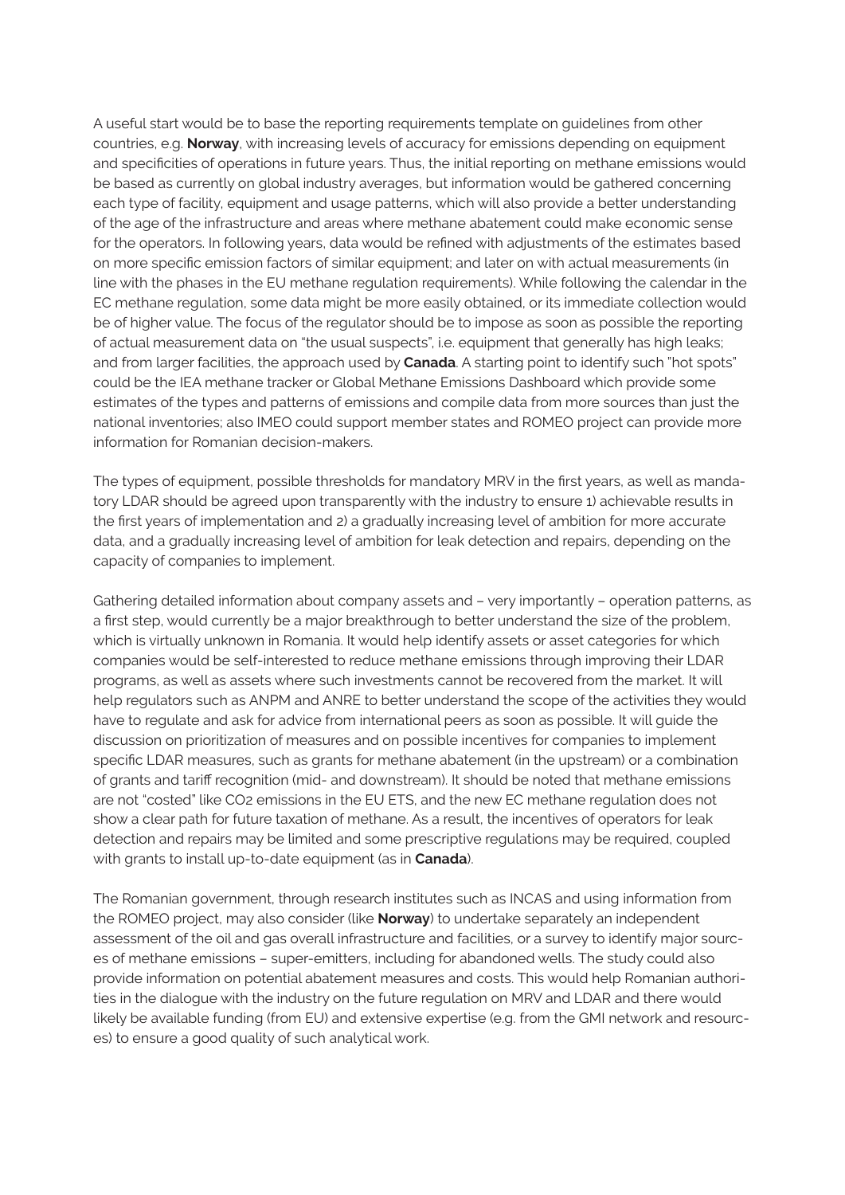A useful start would be to base the reporting requirements template on guidelines from other countries, e.g. **Norway**, with increasing levels of accuracy for emissions depending on equipment and specificities of operations in future years. Thus, the initial reporting on methane emissions would be based as currently on global industry averages, but information would be gathered concerning each type of facility, equipment and usage patterns, which will also provide a better understanding of the age of the infrastructure and areas where methane abatement could make economic sense for the operators. In following years, data would be refined with adjustments of the estimates based on more specific emission factors of similar equipment; and later on with actual measurements (in line with the phases in the EU methane regulation requirements). While following the calendar in the EC methane regulation, some data might be more easily obtained, or its immediate collection would be of higher value. The focus of the regulator should be to impose as soon as possible the reporting of actual measurement data on "the usual suspects", i.e. equipment that generally has high leaks; and from larger facilities, the approach used by **Canada**. A starting point to identify such "hot spots" could be the IEA methane tracker or Global Methane Emissions Dashboard which provide some estimates of the types and patterns of emissions and compile data from more sources than just the national inventories; also IMEO could support member states and ROMEO project can provide more information for Romanian decision-makers.

The types of equipment, possible thresholds for mandatory MRV in the first years, as well as mandatory LDAR should be agreed upon transparently with the industry to ensure 1) achievable results in the first years of implementation and 2) a gradually increasing level of ambition for more accurate data, and a gradually increasing level of ambition for leak detection and repairs, depending on the capacity of companies to implement.

Gathering detailed information about company assets and – very importantly – operation patterns, as a first step, would currently be a major breakthrough to better understand the size of the problem, which is virtually unknown in Romania. It would help identify assets or asset categories for which companies would be self-interested to reduce methane emissions through improving their LDAR programs, as well as assets where such investments cannot be recovered from the market. It will help regulators such as ANPM and ANRE to better understand the scope of the activities they would have to regulate and ask for advice from international peers as soon as possible. It will guide the discussion on prioritization of measures and on possible incentives for companies to implement specific LDAR measures, such as grants for methane abatement (in the upstream) or a combination of grants and tariff recognition (mid- and downstream). It should be noted that methane emissions are not "costed" like $CO_2$ emissions in the EU ETS, and the new EC methane regulation does not show a clear path for future taxation of methane. As a result, the incentives of operators for leak detection and repairs may be limited and some prescriptive regulations may be required, coupled with grants to install up-to-date equipment (as in **Canada**).

The Romanian government, through research institutes such as INCAS and using information from the ROMEO project, may also consider (like **Norway**) to undertake separately an independent assessment of the oil and gas overall infrastructure and facilities, or a survey to identify major sources of methane emissions – super-emitters, including for abandoned wells. The study could also provide information on potential abatement measures and costs. This would help Romanian authorities in the dialogue with the industry on the future regulation on MRV and LDAR and there would likely be available funding (from EU) and extensive expertise (e.g. from the GMI network and resources) to ensure a good quality of such analytical work.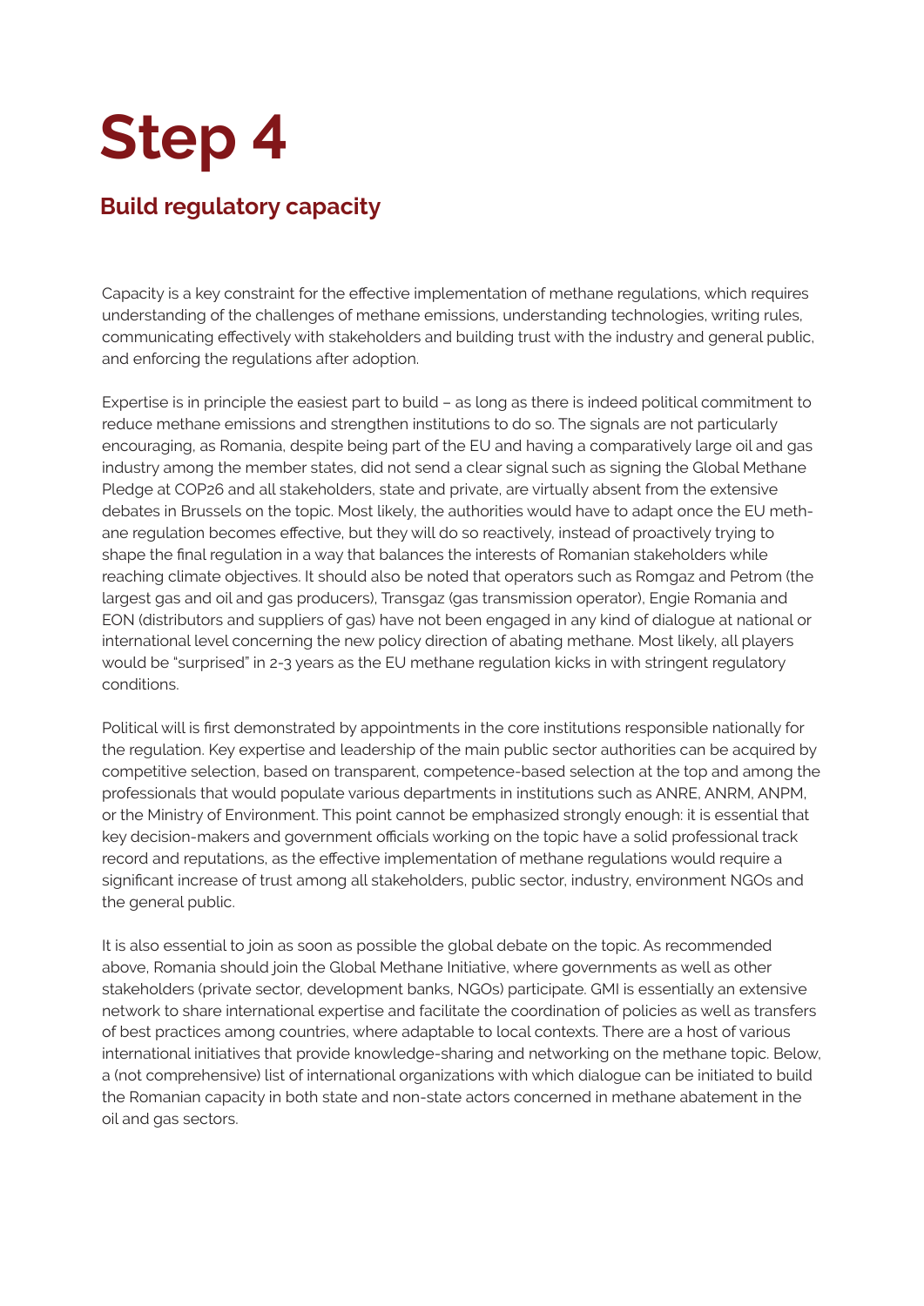# Step 4

## Build regulatory capacity

Capacity is a key constraint for the effective implementation of methane regulations, which requires understanding of the challenges of methane emissions, understanding technologies, writing rules, communicating effectively with stakeholders and building trust with the industry and general public, and enforcing the regulations after adoption.

Expertise is in principle the easiest part to build – as long as there is indeed political commitment to reduce methane emissions and strengthen institutions to do so. The signals are not particularly encouraging, as Romania, despite being part of the EU and having a comparatively large oil and gas industry among the member states, did not send a clear signal such as signing the Global Methane Pledge at COP26 and all stakeholders, state and private, are virtually absent from the extensive debates in Brussels on the topic. Most likely, the authorities would have to adapt once the EU methane regulation becomes effective, but they will do so reactively, instead of proactively trying to shape the final regulation in a way that balances the interests of Romanian stakeholders while reaching climate objectives. It should also be noted that operators such as Romgaz and Petrom (the largest gas and oil and gas producers), Transgaz (gas transmission operator), Engie Romania and EON (distributors and suppliers of gas) have not been engaged in any kind of dialogue at national or international level concerning the new policy direction of abating methane. Most likely, all players would be "surprised" in 2-3 years as the EU methane regulation kicks in with stringent regulatory conditions.

Political will is first demonstrated by appointments in the core institutions responsible nationally for the regulation. Key expertise and leadership of the main public sector authorities can be acquired by competitive selection, based on transparent, competence-based selection at the top and among the professionals that would populate various departments in institutions such as ANRE, ANRM, ANPM, or the Ministry of Environment. This point cannot be emphasized strongly enough: it is essential that key decision-makers and government officials working on the topic have a solid professional track record and reputations, as the effective implementation of methane regulations would require a significant increase of trust among all stakeholders, public sector, industry, environment NGOs and the general public.

It is also essential to join as soon as possible the global debate on the topic. As recommended above, Romania should join the Global Methane Initiative, where governments as well as other stakeholders (private sector, development banks, NGOs) participate. GMI is essentially an extensive network to share international expertise and facilitate the coordination of policies as well as transfers of best practices among countries, where adaptable to local contexts. There are a host of various international initiatives that provide knowledge-sharing and networking on the methane topic. Below, a (not comprehensive) list of international organizations with which dialogue can be initiated to build the Romanian capacity in both state and non-state actors concerned in methane abatement in the oil and gas sectors.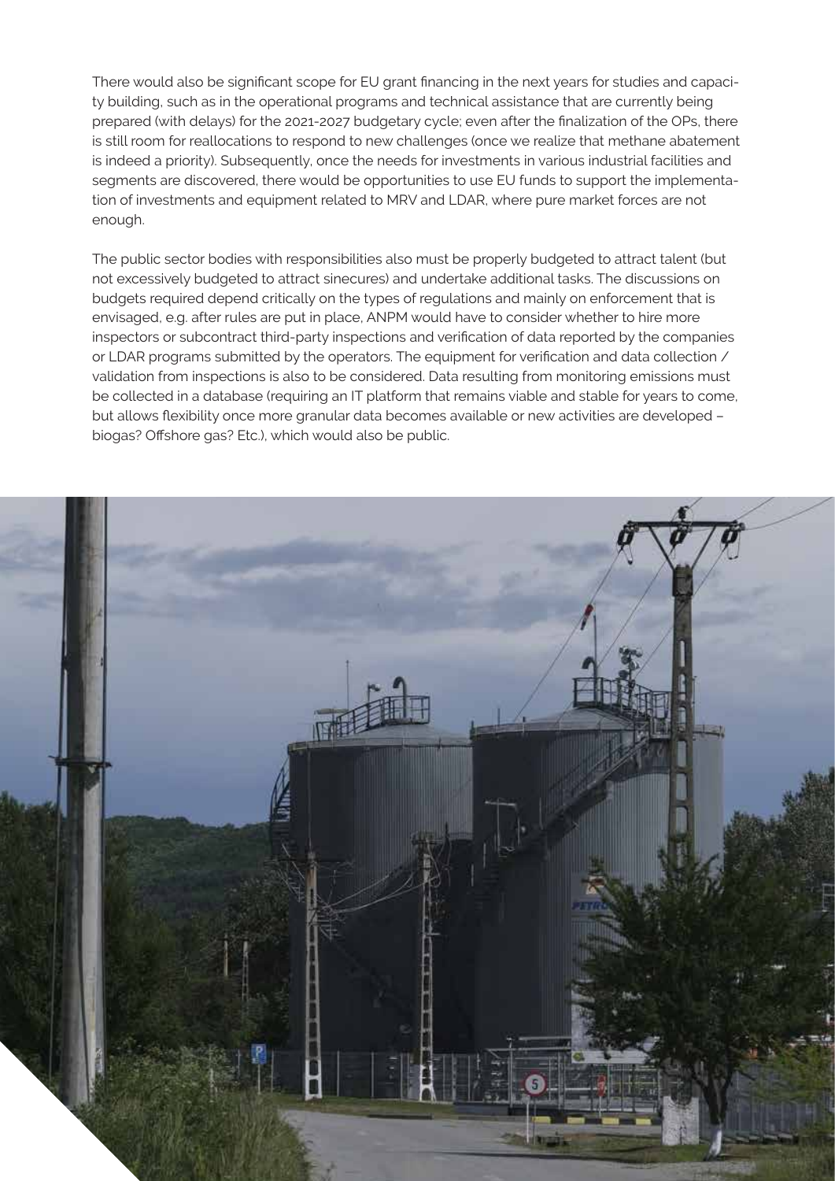There would also be significant scope for EU grant financing in the next years for studies and capacity building, such as in the operational programs and technical assistance that are currently being prepared (with delays) for the 2021-2027 budgetary cycle; even after the finalization of the OPs, there is still room for reallocations to respond to new challenges (once we realize that methane abatement is indeed a priority). Subsequently, once the needs for investments in various industrial facilities and segments are discovered, there would be opportunities to use EU funds to support the implementation of investments and equipment related to MRV and LDAR, where pure market forces are not enough.

The public sector bodies with responsibilities also must be properly budgeted to attract talent (but not excessively budgeted to attract sinecures) and undertake additional tasks. The discussions on budgets required depend critically on the types of regulations and mainly on enforcement that is envisaged, e.g. after rules are put in place, ANPM would have to consider whether to hire more inspectors or subcontract third-party inspections and verification of data reported by the companies or LDAR programs submitted by the operators. The equipment for verification and data collection / validation from inspections is also to be considered. Data resulting from monitoring emissions must be collected in a database (requiring an IT platform that remains viable and stable for years to come, but allows flexibility once more granular data becomes available or new activities are developed – biogas? Offshore gas? Etc.), which would also be public.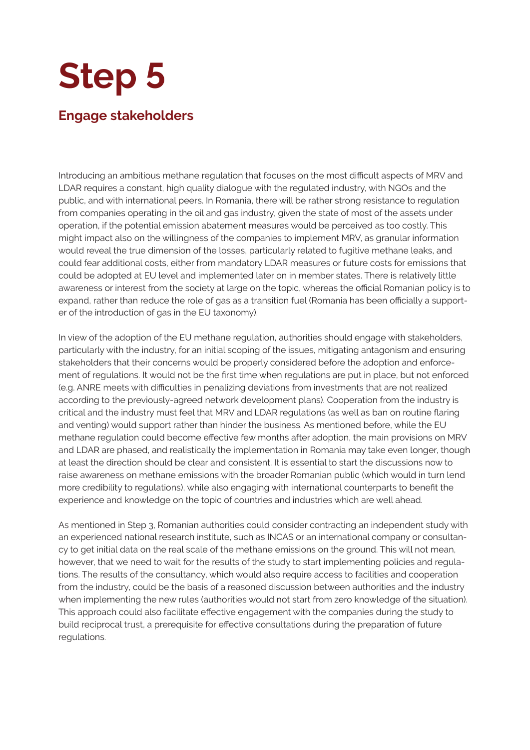# Step 5

## Engage stakeholders

Introducing an ambitious methane regulation that focuses on the most difficult aspects of MRV and LDAR requires a constant, high quality dialogue with the regulated industry, with NGOs and the public, and with international peers. In Romania, there will be rather strong resistance to regulation from companies operating in the oil and gas industry, given the state of most of the assets under operation, if the potential emission abatement measures would be perceived as too costly. This might impact also on the willingness of the companies to implement MRV, as granular information would reveal the true dimension of the losses, particularly related to fugitive methane leaks, and could fear additional costs, either from mandatory LDAR measures or future costs for emissions that could be adopted at EU level and implemented later on in member states. There is relatively little awareness or interest from the society at large on the topic, whereas the official Romanian policy is to expand, rather than reduce the role of gas as a transition fuel (Romania has been officially a supporter of the introduction of gas in the EU taxonomy).

In view of the adoption of the EU methane regulation, authorities should engage with stakeholders, particularly with the industry, for an initial scoping of the issues, mitigating antagonism and ensuring stakeholders that their concerns would be properly considered before the adoption and enforcement of regulations. It would not be the first time when regulations are put in place, but not enforced (e.g. ANRE meets with difficulties in penalizing deviations from investments that are not realized according to the previously-agreed network development plans). Cooperation from the industry is critical and the industry must feel that MRV and LDAR regulations (as well as ban on routine flaring and venting) would support rather than hinder the business. As mentioned before, while the EU methane regulation could become effective few months after adoption, the main provisions on MRV and LDAR are phased, and realistically the implementation in Romania may take even longer, though at least the direction should be clear and consistent. It is essential to start the discussions now to raise awareness on methane emissions with the broader Romanian public (which would in turn lend more credibility to regulations), while also engaging with international counterparts to benefit the experience and knowledge on the topic of countries and industries which are well ahead.

As mentioned in Step 3, Romanian authorities could consider contracting an independent study with an experienced national research institute, such as INCAS or an international company or consultancy to get initial data on the real scale of the methane emissions on the ground. This will not mean, however, that we need to wait for the results of the study to start implementing policies and regulations. The results of the consultancy, which would also require access to facilities and cooperation from the industry, could be the basis of a reasoned discussion between authorities and the industry when implementing the new rules (authorities would not start from zero knowledge of the situation). This approach could also facilitate effective engagement with the companies during the study to build reciprocal trust, a prerequisite for effective consultations during the preparation of future regulations.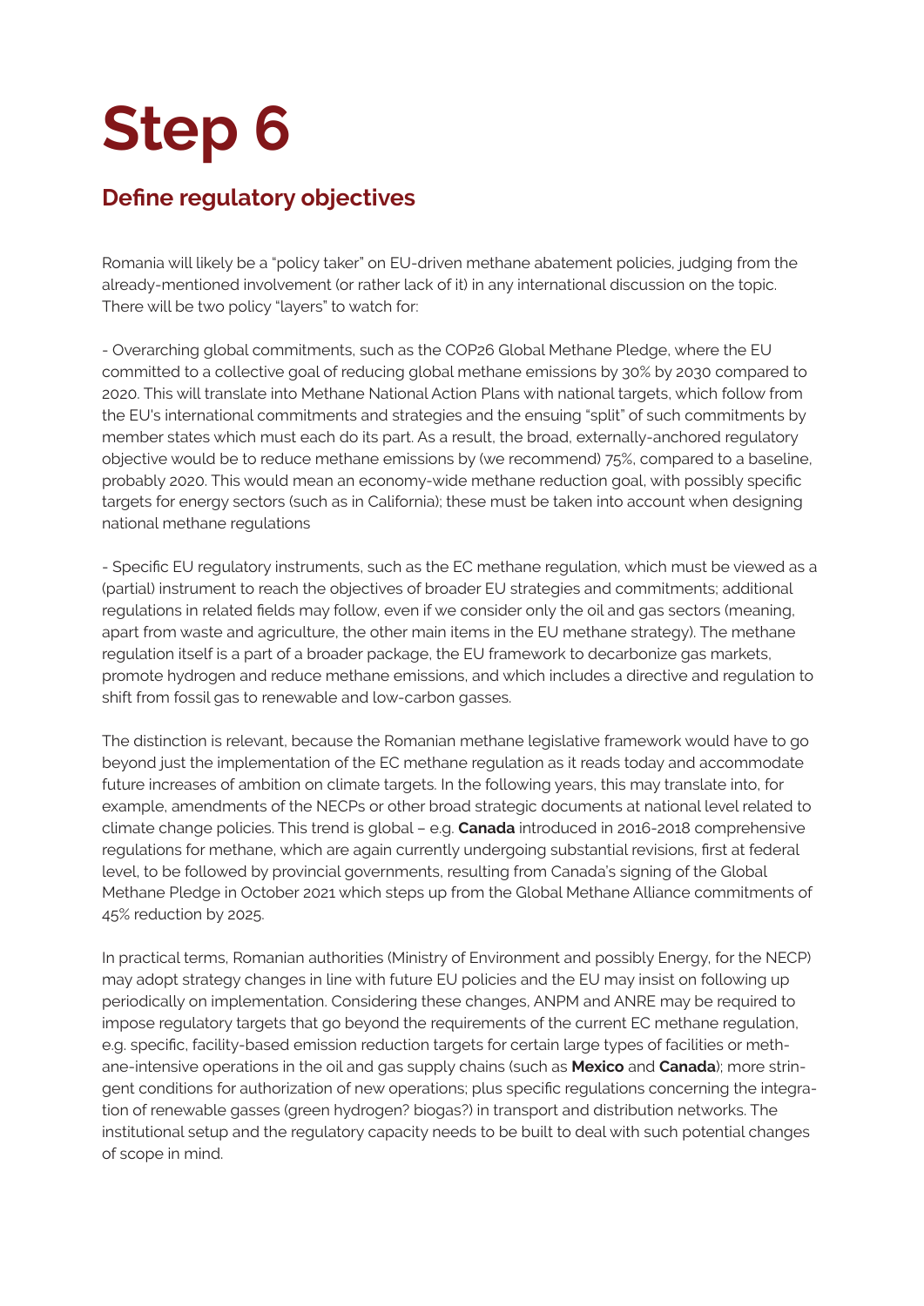# Step 6

## Define regulatory objectives

Romania will likely be a "policy taker" on EU-driven methane abatement policies, judging from the already-mentioned involvement (or rather lack of it) in any international discussion on the topic. There will be two policy "layers" to watch for:

- Overarching global commitments, such as the COP26 Global Methane Pledge, where the EU committed to a collective goal of reducing global methane emissions by 30% by 2030 compared to 2020. This will translate into Methane National Action Plans with national targets, which follow from the EU's international commitments and strategies and the ensuing "split" of such commitments by member states which must each do its part. As a result, the broad, externally-anchored regulatory objective would be to reduce methane emissions by (we recommend) 75%, compared to a baseline, probably 2020. This would mean an economy-wide methane reduction goal, with possibly specific targets for energy sectors (such as in California); these must be taken into account when designing national methane regulations

- Specific EU regulatory instruments, such as the EC methane regulation, which must be viewed as a (partial) instrument to reach the objectives of broader EU strategies and commitments; additional regulations in related fields may follow, even if we consider only the oil and gas sectors (meaning, apart from waste and agriculture, the other main items in the EU methane strategy). The methane regulation itself is a part of a broader package, the EU framework to decarbonize gas markets, promote hydrogen and reduce methane emissions, and which includes a directive and regulation to shift from fossil gas to renewable and low-carbon gasses.

The distinction is relevant, because the Romanian methane legislative framework would have to go beyond just the implementation of the EC methane regulation as it reads today and accommodate future increases of ambition on climate targets. In the following years, this may translate into, for example, amendments of the NECPs or other broad strategic documents at national level related to climate change policies. This trend is global – e.g. **Canada** introduced in 2016-2018 comprehensive regulations for methane, which are again currently undergoing substantial revisions, first at federal level, to be followed by provincial governments, resulting from Canada's signing of the Global Methane Pledge in October 2021 which steps up from the Global Methane Alliance commitments of 45% reduction by 2025.

In practical terms, Romanian authorities (Ministry of Environment and possibly Energy, for the NECP) may adopt strategy changes in line with future EU policies and the EU may insist on following up periodically on implementation. Considering these changes, ANPM and ANRE may be required to impose regulatory targets that go beyond the requirements of the current EC methane regulation, e.g. specific, facility-based emission reduction targets for certain large types of facilities or methane-intensive operations in the oil and gas supply chains (such as **Mexico** and **Canada**); more stringent conditions for authorization of new operations; plus specific regulations concerning the integration of renewable gasses (green hydrogen? biogas?) in transport and distribution networks. The institutional setup and the regulatory capacity needs to be built to deal with such potential changes of scope in mind.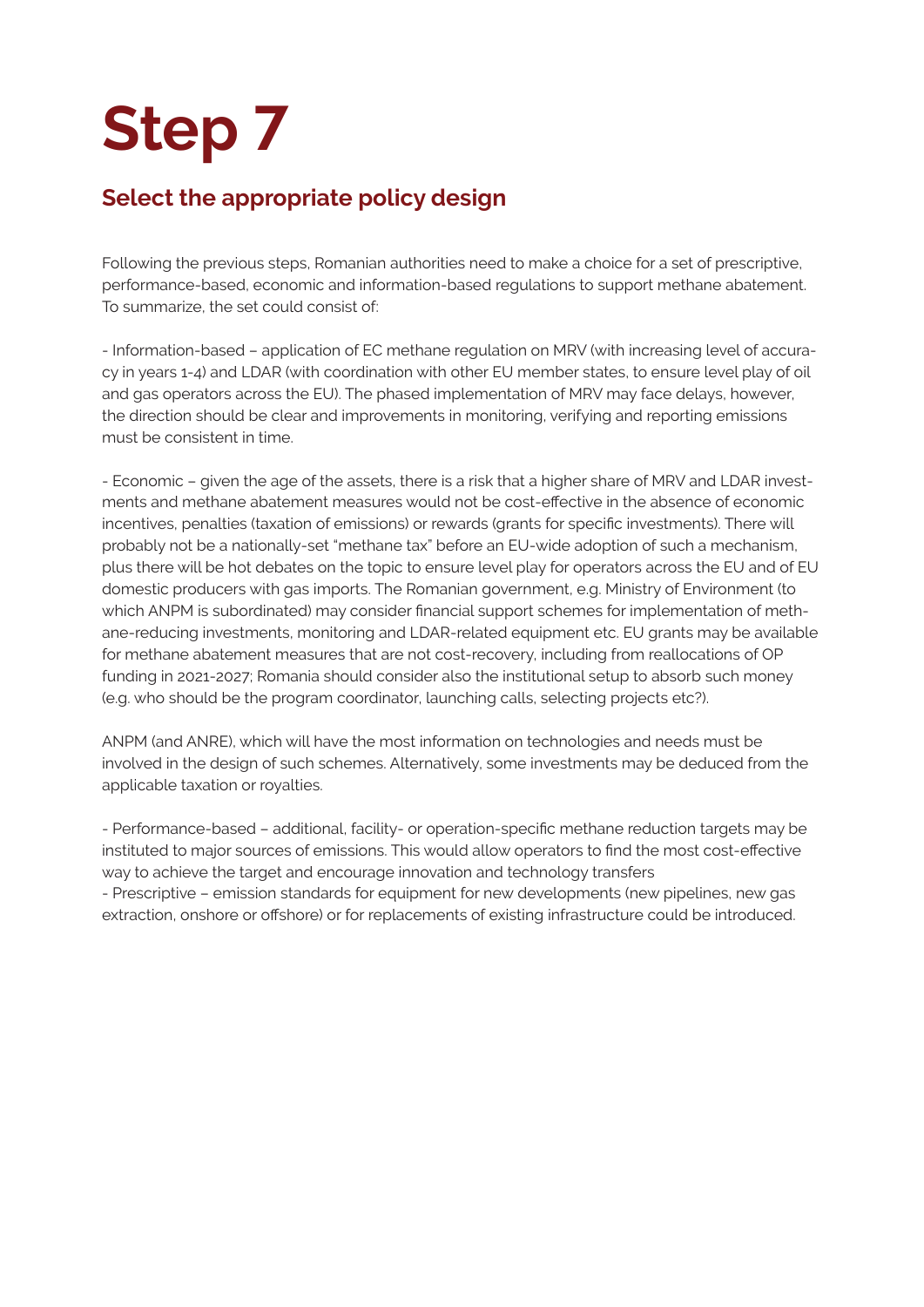# Step 7

## Select the appropriate policy design

Following the previous steps, Romanian authorities need to make a choice for a set of prescriptive, performance-based, economic and information-based regulations to support methane abatement. To summarize, the set could consist of:

- Information-based – application of EC methane regulation on MRV (with increasing level of accuracy in years 1-4) and LDAR (with coordination with other EU member states, to ensure level play of oil and gas operators across the EU). The phased implementation of MRV may face delays, however, the direction should be clear and improvements in monitoring, verifying and reporting emissions must be consistent in time.

- Economic – given the age of the assets, there is a risk that a higher share of MRV and LDAR investments and methane abatement measures would not be cost-effective in the absence of economic incentives, penalties (taxation of emissions) or rewards (grants for specific investments). There will probably not be a nationally-set "methane tax" before an EU-wide adoption of such a mechanism, plus there will be hot debates on the topic to ensure level play for operators across the EU and of EU domestic producers with gas imports. The Romanian government, e.g. Ministry of Environment (to which ANPM is subordinated) may consider financial support schemes for implementation of methane-reducing investments, monitoring and LDAR-related equipment etc. EU grants may be available for methane abatement measures that are not cost-recovery, including from reallocations of OP funding in 2021-2027; Romania should consider also the institutional setup to absorb such money (e.g. who should be the program coordinator, launching calls, selecting projects etc?).

ANPM (and ANRE), which will have the most information on technologies and needs must be involved in the design of such schemes. Alternatively, some investments may be deduced from the applicable taxation or royalties.

- Performance-based – additional, facility- or operation-specific methane reduction targets may be instituted to major sources of emissions. This would allow operators to find the most cost-effective way to achieve the target and encourage innovation and technology transfers
- Prescriptive – emission standards for equipment for new developments (new pipelines, new gas extraction, onshore or offshore) or for replacements of existing infrastructure could be introduced.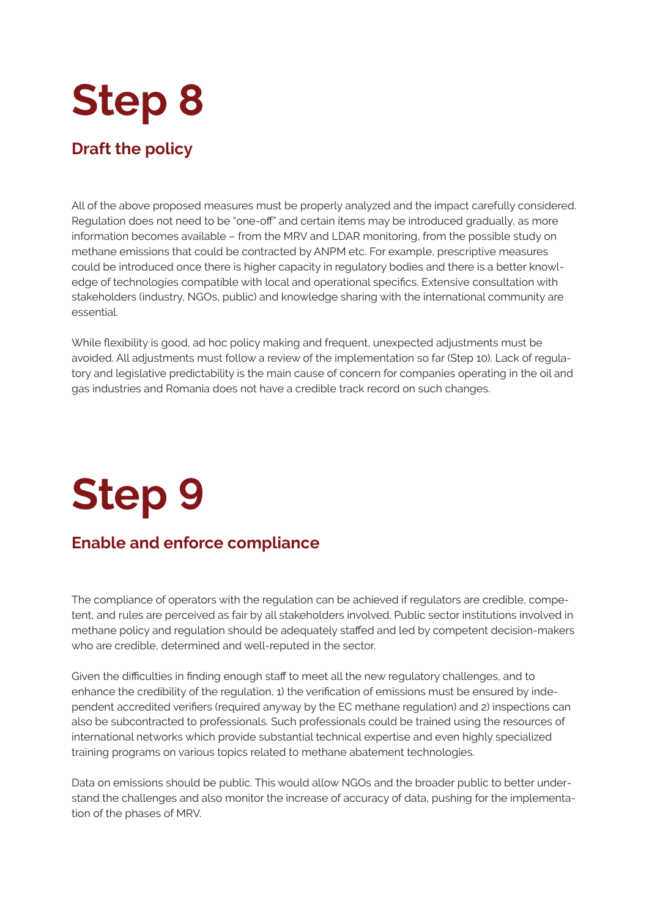# Step 8

## Draft the policy

All of the above proposed measures must be properly analyzed and the impact carefully considered. Regulation does not need to be "one-off" and certain items may be introduced gradually, as more information becomes available – from the MRV and LDAR monitoring, from the possible study on methane emissions that could be contracted by ANPM etc. For example, prescriptive measures could be introduced once there is higher capacity in regulatory bodies and there is a better knowledge of technologies compatible with local and operational specifics. Extensive consultation with stakeholders (industry, NGOs, public) and knowledge sharing with the international community are essential.

While flexibility is good, ad hoc policy making and frequent, unexpected adjustments must be avoided. All adjustments must follow a review of the implementation so far (Step 10). Lack of regulatory and legislative predictability is the main cause of concern for companies operating in the oil and gas industries and Romania does not have a credible track record on such changes.

# Step 9

## Enable and enforce compliance

The compliance of operators with the regulation can be achieved if regulators are credible, competent, and rules are perceived as fair by all stakeholders involved. Public sector institutions involved in methane policy and regulation should be adequately staffed and led by competent decision-makers who are credible, determined and well-reputed in the sector.

Given the difficulties in finding enough staff to meet all the new regulatory challenges, and to enhance the credibility of the regulation, 1) the verification of emissions must be ensured by independent accredited verifiers (required anyway by the EC methane regulation) and 2) inspections can also be subcontracted to professionals. Such professionals could be trained using the resources of international networks which provide substantial technical expertise and even highly specialized training programs on various topics related to methane abatement technologies.

Data on emissions should be public. This would allow NGOs and the broader public to better understand the challenges and also monitor the increase of accuracy of data, pushing for the implementation of the phases of MRV.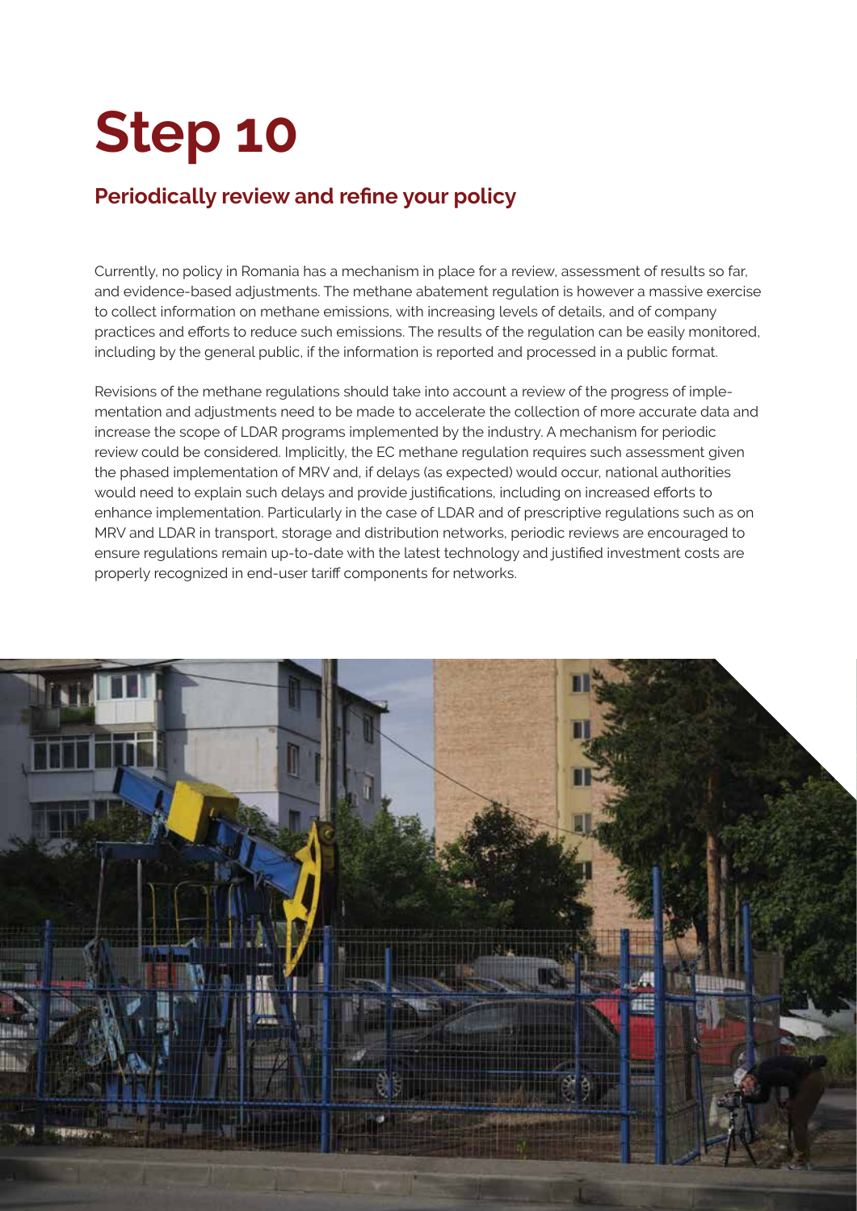# Step 10

## Periodically review and refine your policy

Currently, no policy in Romania has a mechanism in place for a review, assessment of results so far, and evidence-based adjustments. The methane abatement regulation is however a massive exercise to collect information on methane emissions, with increasing levels of details, and of company practices and efforts to reduce such emissions. The results of the regulation can be easily monitored, including by the general public, if the information is reported and processed in a public format.

Revisions of the methane regulations should take into account a review of the progress of implementation and adjustments need to be made to accelerate the collection of more accurate data and increase the scope of LDAR programs implemented by the industry. A mechanism for periodic review could be considered. Implicitly, the EC methane regulation requires such assessment given the phased implementation of MRV and, if delays (as expected) would occur, national authorities would need to explain such delays and provide justifications, including on increased efforts to enhance implementation. Particularly in the case of LDAR and of prescriptive regulations such as on MRV and LDAR in transport, storage and distribution networks, periodic reviews are encouraged to ensure regulations remain up-to-date with the latest technology and justified investment costs are properly recognized in end-user tariff components for networks.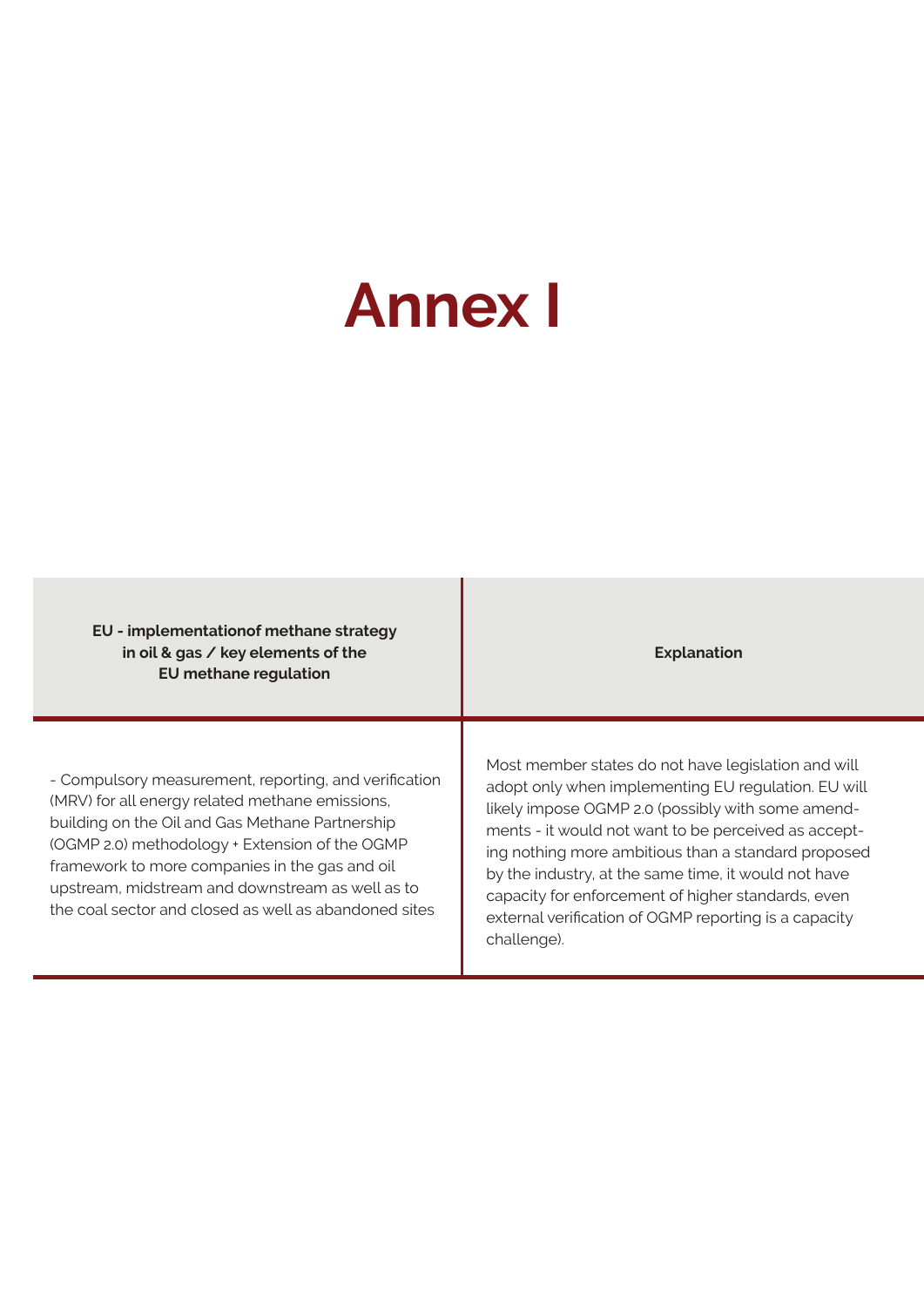# Annex I

| EU - implementationof methane strategy in oil & gas / key elements of the EU methane regulation | Explanation |
| --- | --- |
| - Compulsory measurement, reporting, and verification (MRV) for all energy related methane emissions, building on the Oil and Gas Methane Partnership (OGMP 2.0) methodology + Extension of the OGMP framework to more companies in the gas and oil upstream, midstream and downstream as well as to the coal sector and closed as well as abandoned sites | Most member states do not have legislation and will adopt only when implementing EU regulation. EU will likely impose OGMP 2.0 (possibly with some amendments - it would not want to be perceived as accepting nothing more ambitious than a standard proposed by the industry, at the same time, it would not have capacity for enforcement of higher standards, even external verification of OGMP reporting is a capacity challenge). |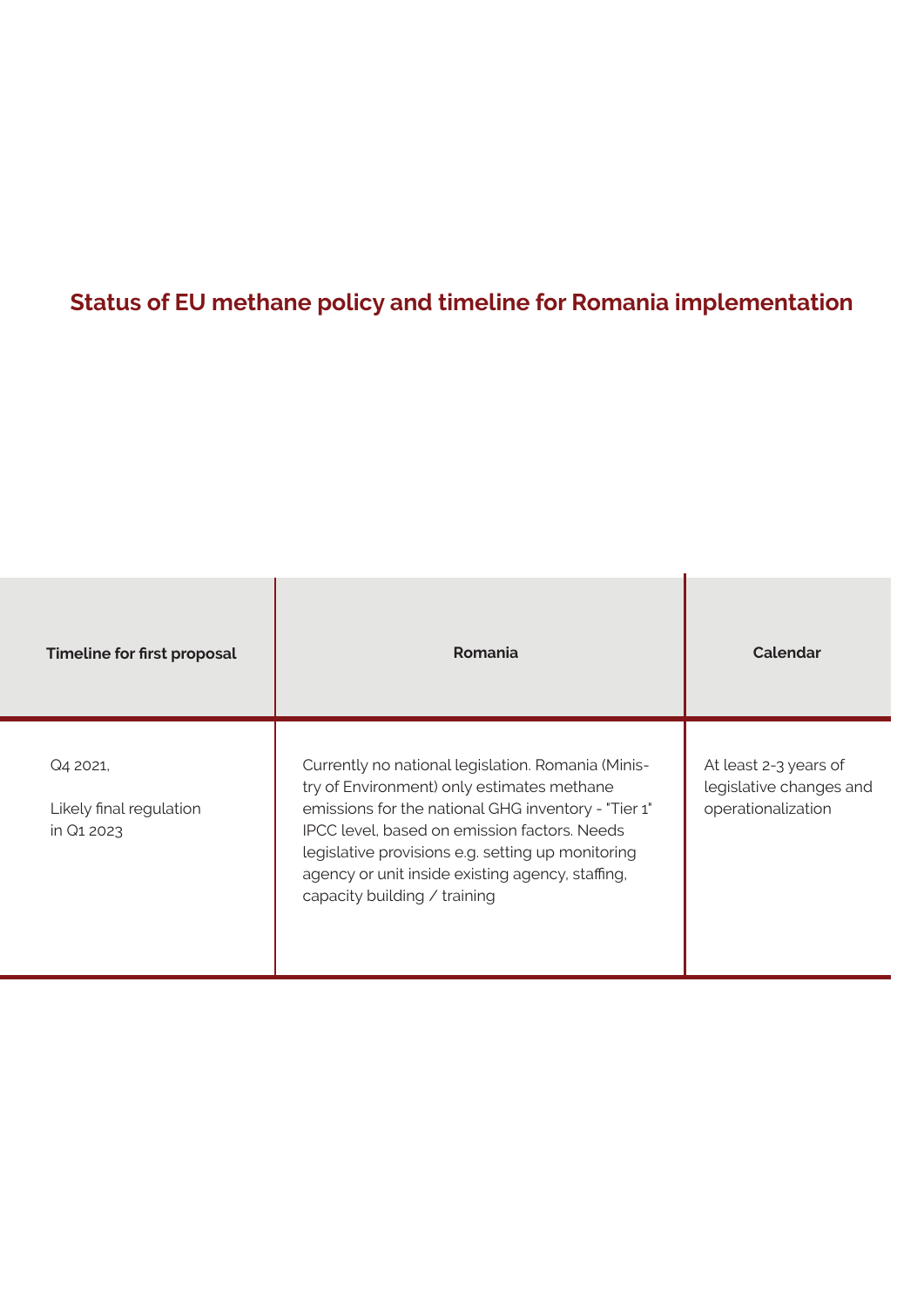## Status of EU methane policy and timeline for Romania implementation

| Timeline for first proposal | Romania | Calendar |
|---|---|---|
| Q4 2021,<br><br>Likely final regulation in Q1 2023 | Currently no national legislation. Romania (Ministry of Environment) only estimates methane emissions for the national GHG inventory - "Tier 1" IPCC level, based on emission factors. Needs legislative provisions e.g. setting up monitoring agency or unit inside existing agency, staffing, capacity building / training | At least 2-3 years of legislative changes and operationalization |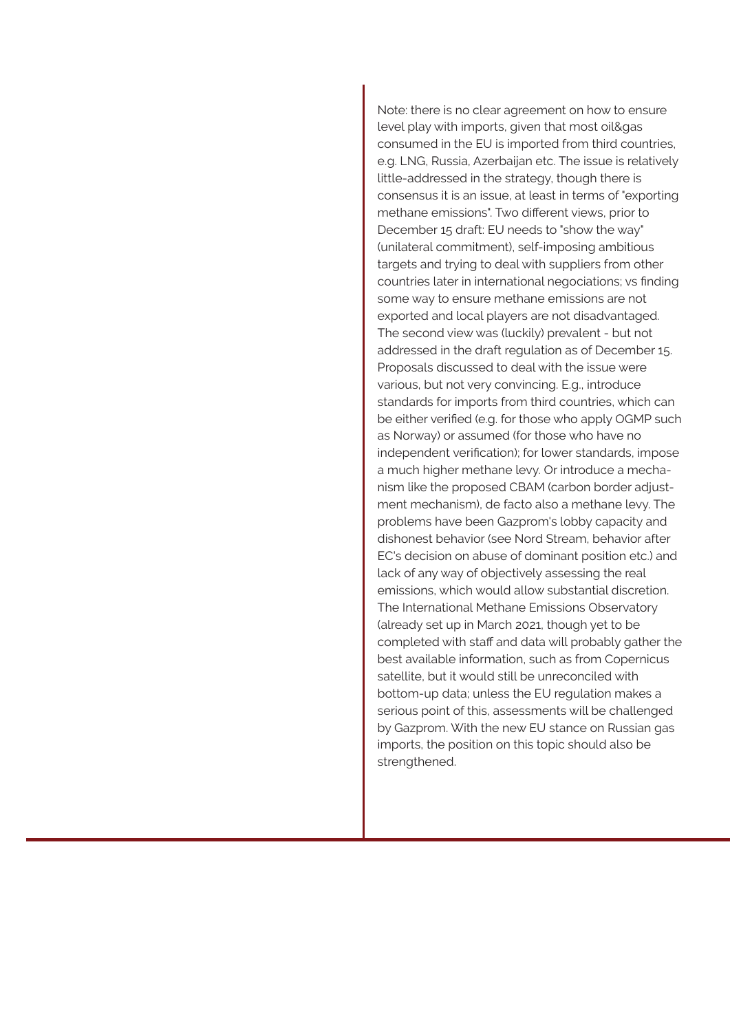Note: there is no clear agreement on how to ensure level play with imports, given that most oil&gas consumed in the EU is imported from third countries, e.g. LNG, Russia, Azerbaijan etc. The issue is relatively little-addressed in the strategy, though there is consensus it is an issue, at least in terms of "exporting methane emissions". Two different views, prior to December 15 draft: EU needs to "show the way" (unilateral commitment), self-imposing ambitious targets and trying to deal with suppliers from other countries later in international negociations; vs finding some way to ensure methane emissions are not exported and local players are not disadvantaged. The second view was (luckily) prevalent - but not addressed in the draft regulation as of December 15. Proposals discussed to deal with the issue were various, but not very convincing. E.g., introduce standards for imports from third countries, which can be either verified (e.g. for those who apply OGMP such as Norway) or assumed (for those who have no independent verification); for lower standards, impose a much higher methane levy. Or introduce a mechanism like the proposed CBAM (carbon border adjustment mechanism), de facto also a methane levy. The problems have been Gazprom's lobby capacity and dishonest behavior (see Nord Stream, behavior after EC's decision on abuse of dominant position etc.) and lack of any way of objectively assessing the real emissions, which would allow substantial discretion. The International Methane Emissions Observatory (already set up in March 2021, though yet to be completed with staff and data will probably gather the best available information, such as from Copernicus satellite, but it would still be unreconciled with bottom-up data; unless the EU regulation makes a serious point of this, assessments will be challenged by Gazprom. With the new EU stance on Russian gas imports, the position on this topic should also be strengthened.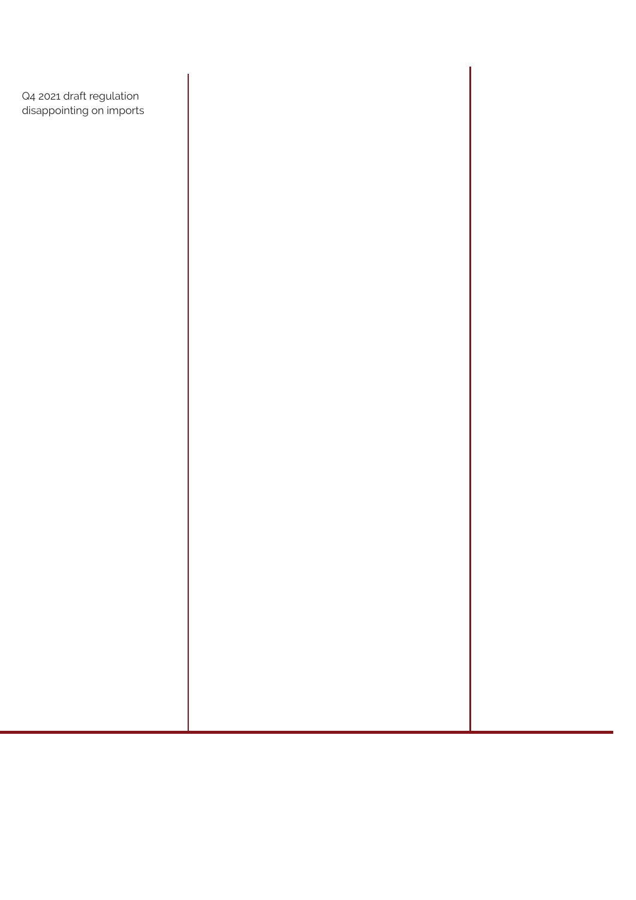Q4 2021 draft regulation disappointing on imports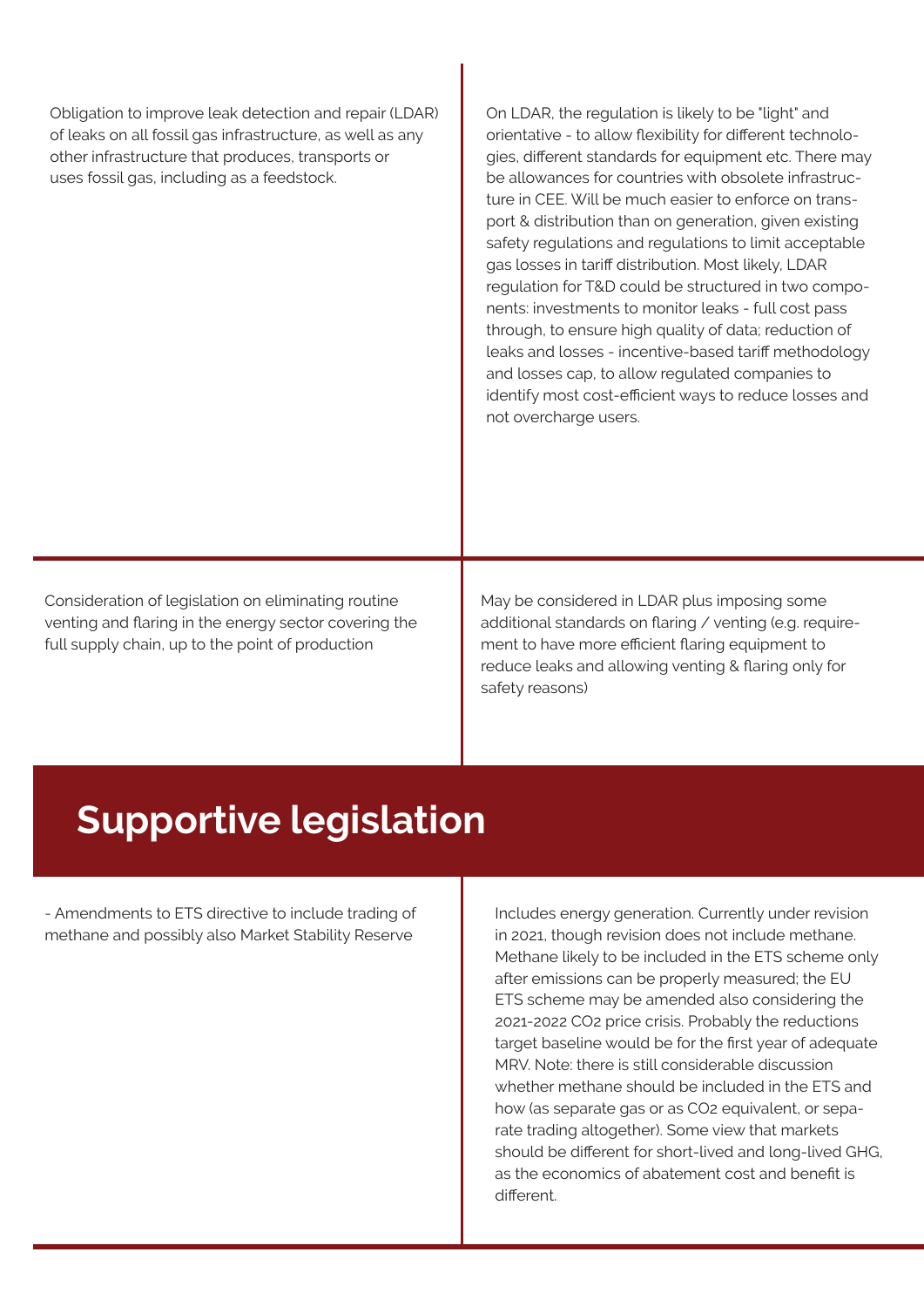| | |
|---|---|
| Obligation to improve leak detection and repair (LDAR) of leaks on all fossil gas infrastructure, as well as any other infrastructure that produces, transports or uses fossil gas, including as a feedstock. | On LDAR, the regulation is likely to be "light" and orientative - to allow flexibility for different technologies, different standards for equipment etc. There may be allowances for countries with obsolete infrastructure in CEE. Will be much easier to enforce on transport & distribution than on generation, given existing safety regulations and regulations to limit acceptable gas losses in tariff distribution. Most likely, LDAR regulation for T&D could be structured in two components: investments to monitor leaks - full cost pass through, to ensure high quality of data; reduction of leaks and losses - incentive-based tariff methodology and losses cap, to allow regulated companies to identify most cost-efficient ways to reduce losses and not overcharge users. |
| Consideration of legislation on eliminating routine venting and flaring in the energy sector covering the full supply chain, up to the point of production | May be considered in LDAR plus imposing some additional standards on flaring / venting (e.g. requirement to have more efficient flaring equipment to reduce leaks and allowing venting & flaring only for safety reasons) |

## Supportive legislation

| | |
|---|---|
| - Amendments to ETS directive to include trading of methane and possibly also Market Stability Reserve | Includes energy generation. Currently under revision in 2021, though revision does not include methane. Methane likely to be included in the ETS scheme only after emissions can be properly measured; the EU ETS scheme may be amended also considering the 2021-2022 $CO_2$ price crisis. Probably the reductions target baseline would be for the first year of adequate MRV. Note: there is still considerable discussion whether methane should be included in the ETS and how (as separate gas or as $CO_2$ equivalent, or separate trading altogether). Some view that markets should be different for short-lived and long-lived GHG, as the economics of abatement cost and benefit is different. |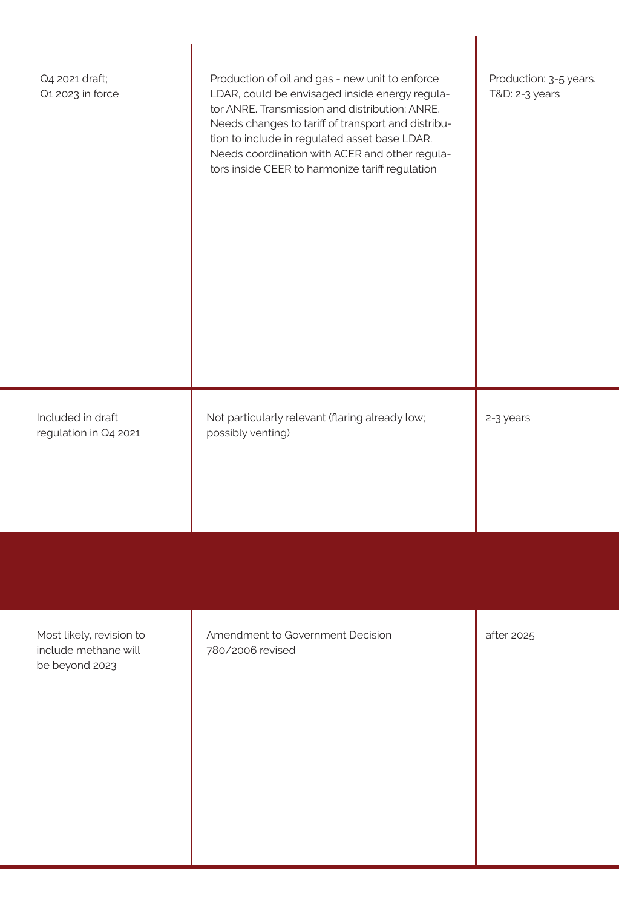| | | |
|---|---|---|
| Q4 2021 draft; Q1 2023 in force | Production of oil and gas - new unit to enforce LDAR, could be envisaged inside energy regulator ANRE. Transmission and distribution: ANRE. Needs changes to tariff of transport and distribution to include in regulated asset base LDAR. Needs coordination with ACER and other regulators inside CEER to harmonize tariff regulation | Production: 3-5 years. T&D: 2-3 years |
| Included in draft regulation in Q4 2021 | Not particularly relevant (flaring already low; possibly venting) | 2-3 years |
| | | |
| Most likely, revision to include methane will be beyond 2023 | Amendment to Government Decision 780/2006 revised | after 2025 |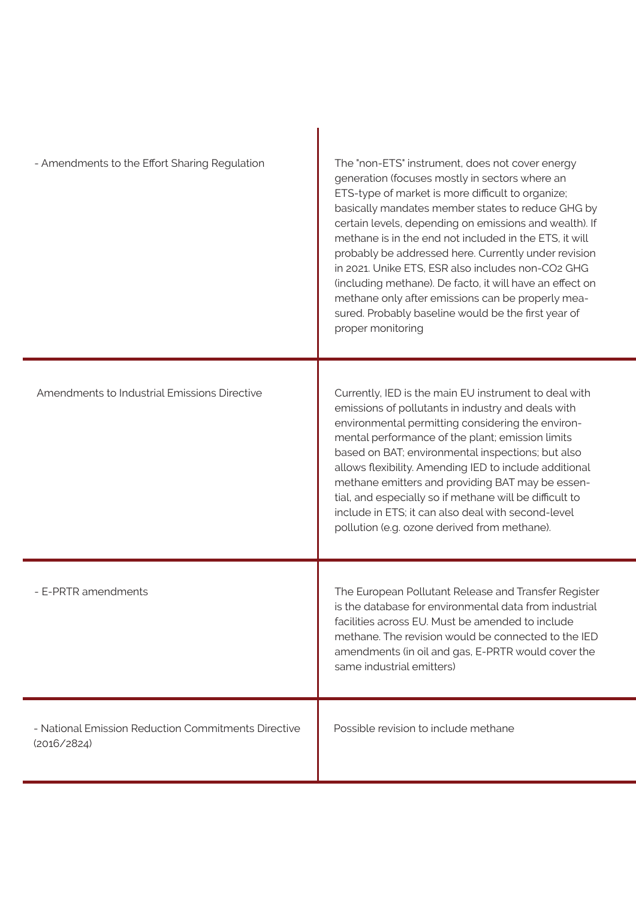| | |
|---|---|
| - Amendments to the Effort Sharing Regulation | The "non-ETS" instrument, does not cover energy generation (focuses mostly in sectors where an ETS-type of market is more difficult to organize; basically mandates member states to reduce GHG by certain levels, depending on emissions and wealth). If methane is in the end not included in the ETS, it will probably be addressed here. Currently under revision in 2021. Unike ETS, ESR also includes non-$CO_2$ GHG (including methane). De facto, it will have an effect on methane only after emissions can be properly measured. Probably baseline would be the first year of proper monitoring |
| Amendments to Industrial Emissions Directive | Currently, IED is the main EU instrument to deal with emissions of pollutants in industry and deals with environmental permitting considering the environmental performance of the plant; emission limits based on BAT; environmental inspections; but also allows flexibility. Amending IED to include additional methane emitters and providing BAT may be essential, and especially so if methane will be difficult to include in ETS; it can also deal with second-level pollution (e.g. ozone derived from methane). |
| - E-PRTR amendments | The European Pollutant Release and Transfer Register is the database for environmental data from industrial facilities across EU. Must be amended to include methane. The revision would be connected to the IED amendments (in oil and gas, E-PRTR would cover the same industrial emitters) |
| - National Emission Reduction Commitments Directive (2016/2824) | Possible revision to include methane |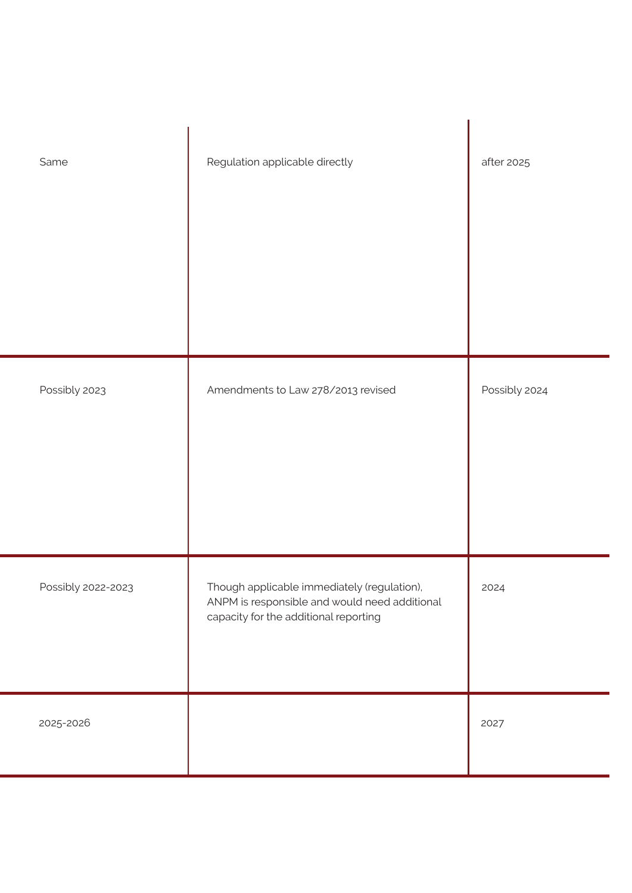| | | |
|---|---|---|
| Same | Regulation applicable directly | after 2025 |
| Possibly 2023 | Amendments to Law 278/2013 revised | Possibly 2024 |
| Possibly 2022-2023 | Though applicable immediately (regulation), ANPM is responsible and would need additional capacity for the additional reporting | 2024 |
| 2025-2026 | | 2027 |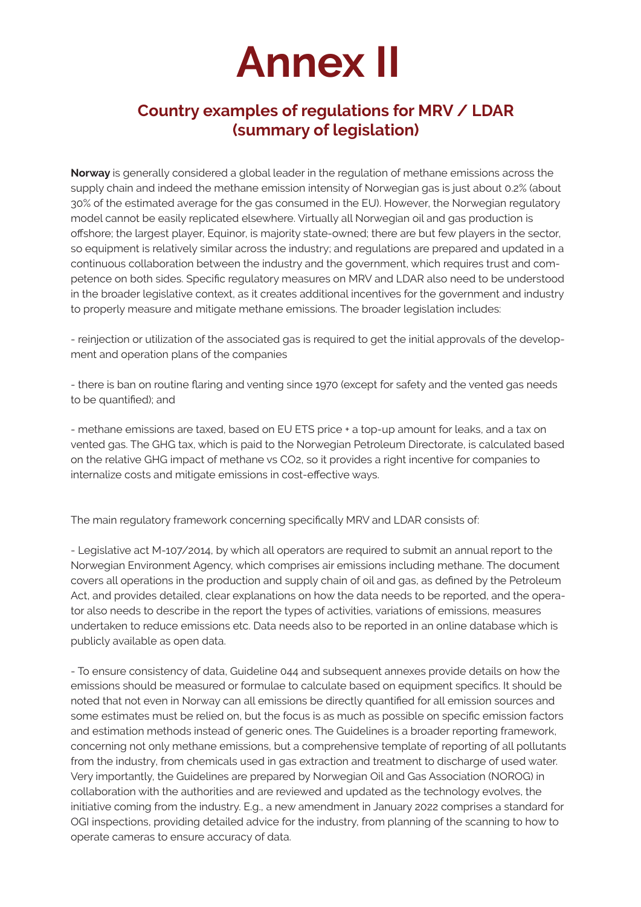# Annex II

## Country examples of regulations for MRV / LDAR (summary of legislation)

**Norway** is generally considered a global leader in the regulation of methane emissions across the supply chain and indeed the methane emission intensity of Norwegian gas is just about 0.2% (about 30% of the estimated average for the gas consumed in the EU). However, the Norwegian regulatory model cannot be easily replicated elsewhere. Virtually all Norwegian oil and gas production is offshore; the largest player, Equinor, is majority state-owned; there are but few players in the sector, so equipment is relatively similar across the industry; and regulations are prepared and updated in a continuous collaboration between the industry and the government, which requires trust and competence on both sides. Specific regulatory measures on MRV and LDAR also need to be understood in the broader legislative context, as it creates additional incentives for the government and industry to properly measure and mitigate methane emissions. The broader legislation includes:

- reinjection or utilization of the associated gas is required to get the initial approvals of the development and operation plans of the companies

- there is ban on routine flaring and venting since 1970 (except for safety and the vented gas needs to be quantified); and

- methane emissions are taxed, based on EU ETS price + a top-up amount for leaks, and a tax on vented gas. The GHG tax, which is paid to the Norwegian Petroleum Directorate, is calculated based on the relative GHG impact of methane vs $CO_2$, so it provides a right incentive for companies to internalize costs and mitigate emissions in cost-effective ways.

The main regulatory framework concerning specifically MRV and LDAR consists of:

- Legislative act M-107/2014, by which all operators are required to submit an annual report to the Norwegian Environment Agency, which comprises air emissions including methane. The document covers all operations in the production and supply chain of oil and gas, as defined by the Petroleum Act, and provides detailed, clear explanations on how the data needs to be reported, and the operator also needs to describe in the report the types of activities, variations of emissions, measures undertaken to reduce emissions etc. Data needs also to be reported in an online database which is publicly available as open data.

- To ensure consistency of data, Guideline 044 and subsequent annexes provide details on how the emissions should be measured or formulae to calculate based on equipment specifics. It should be noted that not even in Norway can all emissions be directly quantified for all emission sources and some estimates must be relied on, but the focus is as much as possible on specific emission factors and estimation methods instead of generic ones. The Guidelines is a broader reporting framework, concerning not only methane emissions, but a comprehensive template of reporting of all pollutants from the industry, from chemicals used in gas extraction and treatment to discharge of used water. Very importantly, the Guidelines are prepared by Norwegian Oil and Gas Association (NOROG) in collaboration with the authorities and are reviewed and updated as the technology evolves, the initiative coming from the industry. E.g., a new amendment in January 2022 comprises a standard for OGI inspections, providing detailed advice for the industry, from planning of the scanning to how to operate cameras to ensure accuracy of data.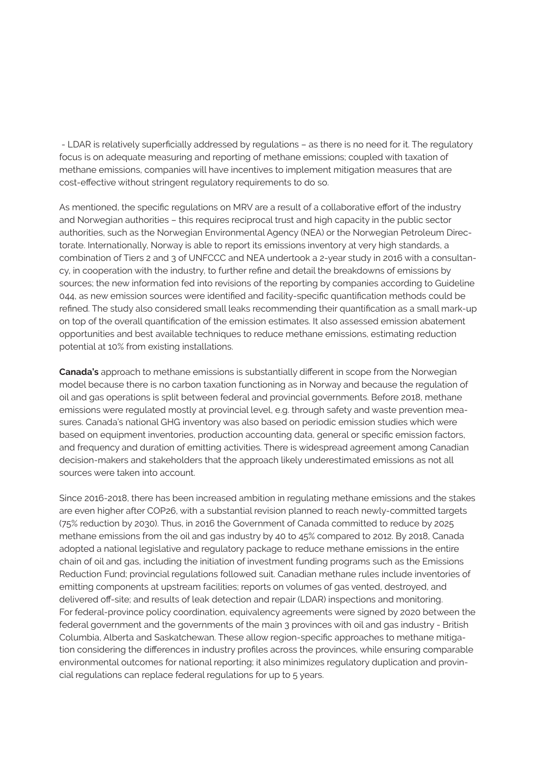- LDAR is relatively superficially addressed by regulations – as there is no need for it. The regulatory focus is on adequate measuring and reporting of methane emissions; coupled with taxation of methane emissions, companies will have incentives to implement mitigation measures that are cost-effective without stringent regulatory requirements to do so.

As mentioned, the specific regulations on MRV are a result of a collaborative effort of the industry and Norwegian authorities – this requires reciprocal trust and high capacity in the public sector authorities, such as the Norwegian Environmental Agency (NEA) or the Norwegian Petroleum Directorate. Internationally, Norway is able to report its emissions inventory at very high standards, a combination of Tiers 2 and 3 of UNFCCC and NEA undertook a 2-year study in 2016 with a consultancy, in cooperation with the industry, to further refine and detail the breakdowns of emissions by sources; the new information fed into revisions of the reporting by companies according to Guideline 044, as new emission sources were identified and facility-specific quantification methods could be refined. The study also considered small leaks recommending their quantification as a small mark-up on top of the overall quantification of the emission estimates. It also assessed emission abatement opportunities and best available techniques to reduce methane emissions, estimating reduction potential at 10% from existing installations.

**Canada's** approach to methane emissions is substantially different in scope from the Norwegian model because there is no carbon taxation functioning as in Norway and because the regulation of oil and gas operations is split between federal and provincial governments. Before 2018, methane emissions were regulated mostly at provincial level, e.g. through safety and waste prevention measures. Canada's national GHG inventory was also based on periodic emission studies which were based on equipment inventories, production accounting data, general or specific emission factors, and frequency and duration of emitting activities. There is widespread agreement among Canadian decision-makers and stakeholders that the approach likely underestimated emissions as not all sources were taken into account.

Since 2016-2018, there has been increased ambition in regulating methane emissions and the stakes are even higher after COP26, with a substantial revision planned to reach newly-committed targets (75% reduction by 2030). Thus, in 2016 the Government of Canada committed to reduce by 2025 methane emissions from the oil and gas industry by 40 to 45% compared to 2012. By 2018, Canada adopted a national legislative and regulatory package to reduce methane emissions in the entire chain of oil and gas, including the initiation of investment funding programs such as the Emissions Reduction Fund; provincial regulations followed suit. Canadian methane rules include inventories of emitting components at upstream facilities; reports on volumes of gas vented, destroyed, and delivered off-site; and results of leak detection and repair (LDAR) inspections and monitoring.
For federal-province policy coordination, equivalency agreements were signed by 2020 between the federal government and the governments of the main 3 provinces with oil and gas industry - British Columbia, Alberta and Saskatchewan. These allow region-specific approaches to methane mitigation considering the differences in industry profiles across the provinces, while ensuring comparable environmental outcomes for national reporting; it also minimizes regulatory duplication and provincial regulations can replace federal regulations for up to 5 years.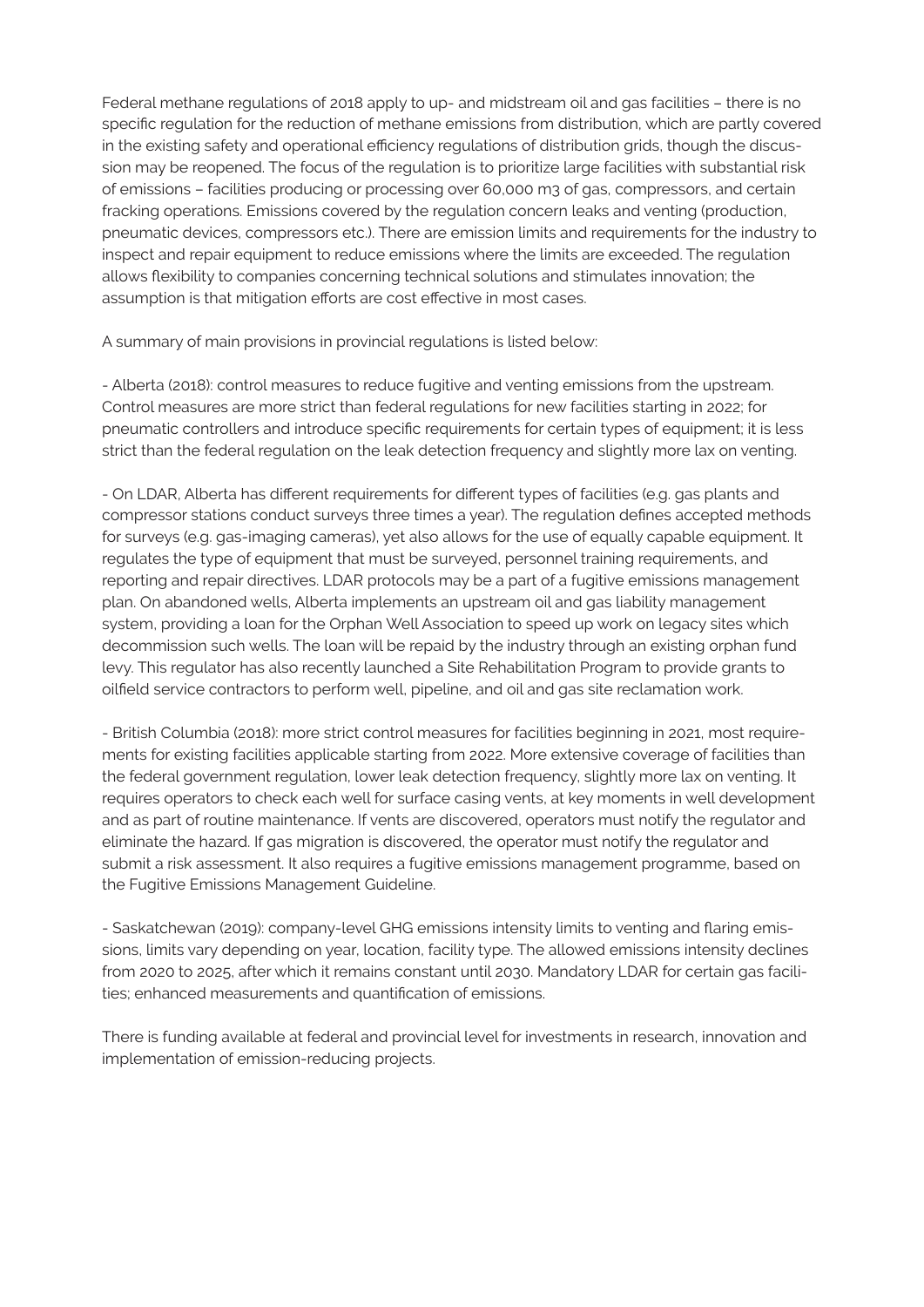Federal methane regulations of 2018 apply to up- and midstream oil and gas facilities – there is no specific regulation for the reduction of methane emissions from distribution, which are partly covered in the existing safety and operational efficiency regulations of distribution grids, though the discussion may be reopened. The focus of the regulation is to prioritize large facilities with substantial risk of emissions – facilities producing or processing over 60,000 m3 of gas, compressors, and certain fracking operations. Emissions covered by the regulation concern leaks and venting (production, pneumatic devices, compressors etc.). There are emission limits and requirements for the industry to inspect and repair equipment to reduce emissions where the limits are exceeded. The regulation allows flexibility to companies concerning technical solutions and stimulates innovation; the assumption is that mitigation efforts are cost effective in most cases.

A summary of main provisions in provincial regulations is listed below:

- Alberta (2018): control measures to reduce fugitive and venting emissions from the upstream. Control measures are more strict than federal regulations for new facilities starting in 2022; for pneumatic controllers and introduce specific requirements for certain types of equipment; it is less strict than the federal regulation on the leak detection frequency and slightly more lax on venting.

- On LDAR, Alberta has different requirements for different types of facilities (e.g. gas plants and compressor stations conduct surveys three times a year). The regulation defines accepted methods for surveys (e.g. gas-imaging cameras), yet also allows for the use of equally capable equipment. It regulates the type of equipment that must be surveyed, personnel training requirements, and reporting and repair directives. LDAR protocols may be a part of a fugitive emissions management plan. On abandoned wells, Alberta implements an upstream oil and gas liability management system, providing a loan for the Orphan Well Association to speed up work on legacy sites which decommission such wells. The loan will be repaid by the industry through an existing orphan fund levy. This regulator has also recently launched a Site Rehabilitation Program to provide grants to oilfield service contractors to perform well, pipeline, and oil and gas site reclamation work.

- British Columbia (2018): more strict control measures for facilities beginning in 2021, most requirements for existing facilities applicable starting from 2022. More extensive coverage of facilities than the federal government regulation, lower leak detection frequency, slightly more lax on venting. It requires operators to check each well for surface casing vents, at key moments in well development and as part of routine maintenance. If vents are discovered, operators must notify the regulator and eliminate the hazard. If gas migration is discovered, the operator must notify the regulator and submit a risk assessment. It also requires a fugitive emissions management programme, based on the Fugitive Emissions Management Guideline.

- Saskatchewan (2019): company-level GHG emissions intensity limits to venting and flaring emissions, limits vary depending on year, location, facility type. The allowed emissions intensity declines from 2020 to 2025, after which it remains constant until 2030. Mandatory LDAR for certain gas facilities; enhanced measurements and quantification of emissions.

There is funding available at federal and provincial level for investments in research, innovation and implementation of emission-reducing projects.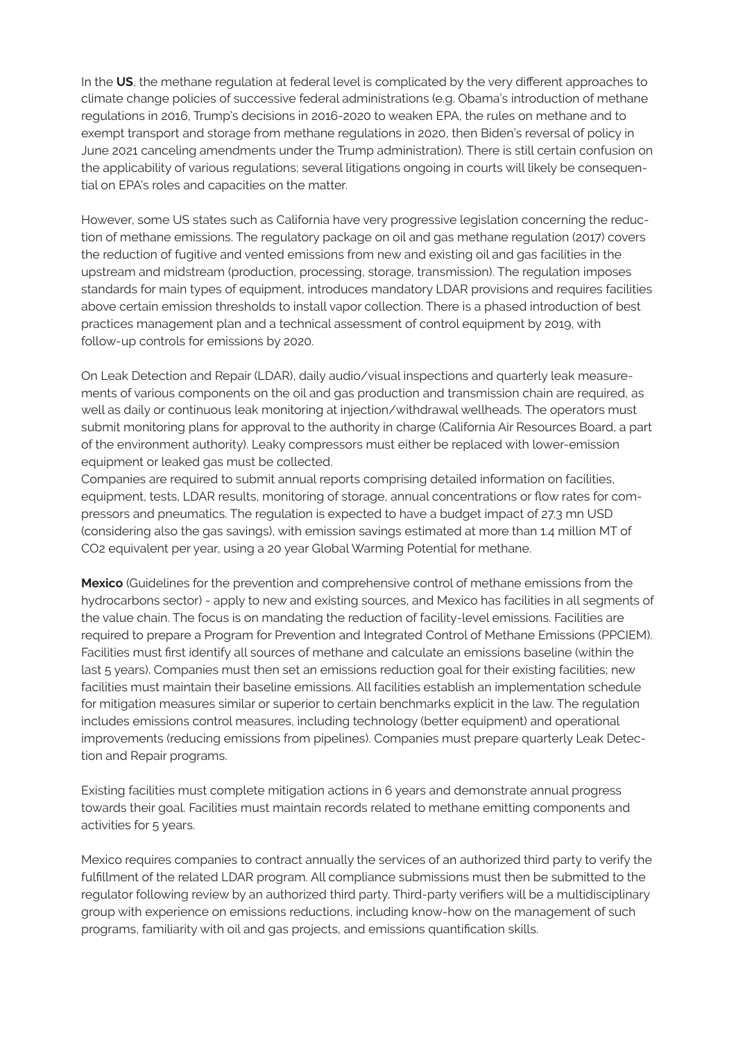In the **US**, the methane regulation at federal level is complicated by the very different approaches to climate change policies of successive federal administrations (e.g. Obama's introduction of methane regulations in 2016, Trump's decisions in 2016-2020 to weaken EPA, the rules on methane and to exempt transport and storage from methane regulations in 2020, then Biden's reversal of policy in June 2021 canceling amendments under the Trump administration). There is still certain confusion on the applicability of various regulations; several litigations ongoing in courts will likely be consequential on EPA's roles and capacities on the matter.

However, some US states such as California have very progressive legislation concerning the reduction of methane emissions. The regulatory package on oil and gas methane regulation (2017) covers the reduction of fugitive and vented emissions from new and existing oil and gas facilities in the upstream and midstream (production, processing, storage, transmission). The regulation imposes standards for main types of equipment, introduces mandatory LDAR provisions and requires facilities above certain emission thresholds to install vapor collection. There is a phased introduction of best practices management plan and a technical assessment of control equipment by 2019, with follow-up controls for emissions by 2020.

On Leak Detection and Repair (LDAR), daily audio/visual inspections and quarterly leak measurements of various components on the oil and gas production and transmission chain are required, as well as daily or continuous leak monitoring at injection/withdrawal wellheads. The operators must submit monitoring plans for approval to the authority in charge (California Air Resources Board, a part of the environment authority). Leaky compressors must either be replaced with lower-emission equipment or leaked gas must be collected.
Companies are required to submit annual reports comprising detailed information on facilities, equipment, tests, LDAR results, monitoring of storage, annual concentrations or flow rates for compressors and pneumatics. The regulation is expected to have a budget impact of 27.3 mn USD (considering also the gas savings), with emission savings estimated at more than 1.4 million MT of $CO_2$ equivalent per year, using a 20 year Global Warming Potential for methane.

**Mexico** (Guidelines for the prevention and comprehensive control of methane emissions from the hydrocarbons sector) - apply to new and existing sources, and Mexico has facilities in all segments of the value chain. The focus is on mandating the reduction of facility-level emissions. Facilities are required to prepare a Program for Prevention and Integrated Control of Methane Emissions (PPCIEM). Facilities must first identify all sources of methane and calculate an emissions baseline (within the last 5 years). Companies must then set an emissions reduction goal for their existing facilities; new facilities must maintain their baseline emissions. All facilities establish an implementation schedule for mitigation measures similar or superior to certain benchmarks explicit in the law. The regulation includes emissions control measures, including technology (better equipment) and operational improvements (reducing emissions from pipelines). Companies must prepare quarterly Leak Detection and Repair programs.

Existing facilities must complete mitigation actions in 6 years and demonstrate annual progress towards their goal. Facilities must maintain records related to methane emitting components and activities for 5 years.

Mexico requires companies to contract annually the services of an authorized third party to verify the fulfillment of the related LDAR program. All compliance submissions must then be submitted to the regulator following review by an authorized third party. Third-party verifiers will be a multidisciplinary group with experience on emissions reductions, including know-how on the management of such programs, familiarity with oil and gas projects, and emissions quantification skills.